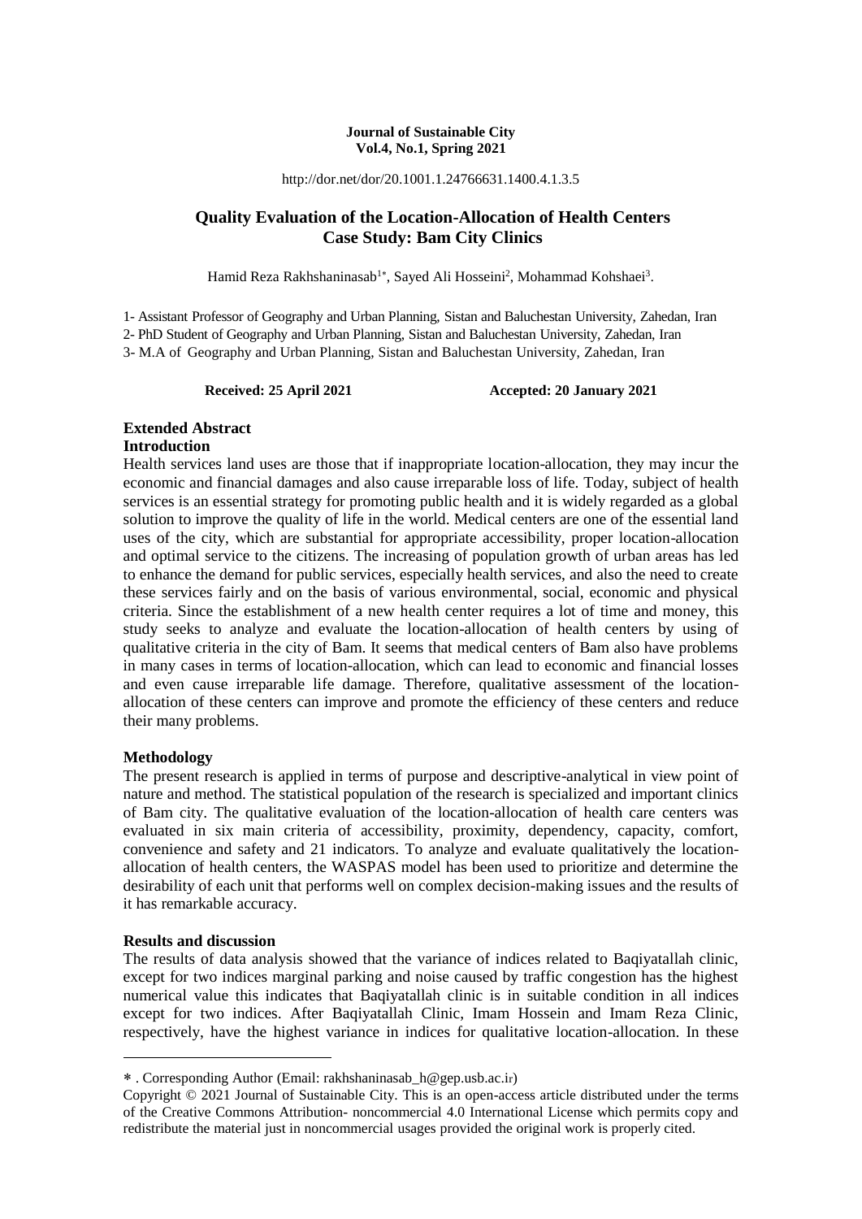**Journal of Sustainable City**
**Vol.4, No.1, Spring 2021**

http://dor.net/dor/20.1001.1.24766631.1400.4.1.3.5

# Quality Evaluation of the Location-Allocation of Health Centers Case Study: Bam City Clinics

Hamid Reza Rakhshaninasab[1*], Sayed Ali Hosseini[2], Mohammad Kohshaei[3].

1- Assistant Professor of Geography and Urban Planning, Sistan and Baluchestan University, Zahedan, Iran
2- PhD Student of Geography and Urban Planning, Sistan and Baluchestan University, Zahedan, Iran
3- M.A of Geography and Urban Planning, Sistan and Baluchestan University, Zahedan, Iran

**Received: 25 April 2021** **Accepted: 20 January 2021**

## Extended Abstract

### Introduction

Health services land uses are those that if inappropriate location-allocation, they may incur the economic and financial damages and also cause irreparable loss of life. Today, subject of health services is an essential strategy for promoting public health and it is widely regarded as a global solution to improve the quality of life in the world. Medical centers are one of the essential land uses of the city, which are substantial for appropriate accessibility, proper location-allocation and optimal service to the citizens. The increasing of population growth of urban areas has led to enhance the demand for public services, especially health services, and also the need to create these services fairly and on the basis of various environmental, social, economic and physical criteria. Since the establishment of a new health center requires a lot of time and money, this study seeks to analyze and evaluate the location-allocation of health centers by using of qualitative criteria in the city of Bam. It seems that medical centers of Bam also have problems in many cases in terms of location-allocation, which can lead to economic and financial losses and even cause irreparable life damage. Therefore, qualitative assessment of the location-allocation of these centers can improve and promote the efficiency of these centers and reduce their many problems.

### Methodology

The present research is applied in terms of purpose and descriptive-analytical in view point of nature and method. The statistical population of the research is specialized and important clinics of Bam city. The qualitative evaluation of the location-allocation of health care centers was evaluated in six main criteria of accessibility, proximity, dependency, capacity, comfort, convenience and safety and 21 indicators. To analyze and evaluate qualitatively the location-allocation of health centers, the WASPAS model has been used to prioritize and determine the desirability of each unit that performs well on complex decision-making issues and the results of it has remarkable accuracy.

### Results and discussion

The results of data analysis showed that the variance of indices related to Baqiyatallah clinic, except for two indices marginal parking and noise caused by traffic congestion has the highest numerical value this indicates that Baqiyatallah clinic is in suitable condition in all indices except for two indices. After Baqiyatallah Clinic, Imam Hossein and Imam Reza Clinic, respectively, have the highest variance in indices for qualitative location-allocation. In these

---

* . Corresponding Author (Email: rakhshaninasab_h@gep.usb.ac.ir)

Copyright © 2021 Journal of Sustainable City. This is an open-access article distributed under the terms of the Creative Commons Attribution- noncommercial 4.0 International License which permits copy and redistribute the material just in noncommercial usages provided the original work is properly cited.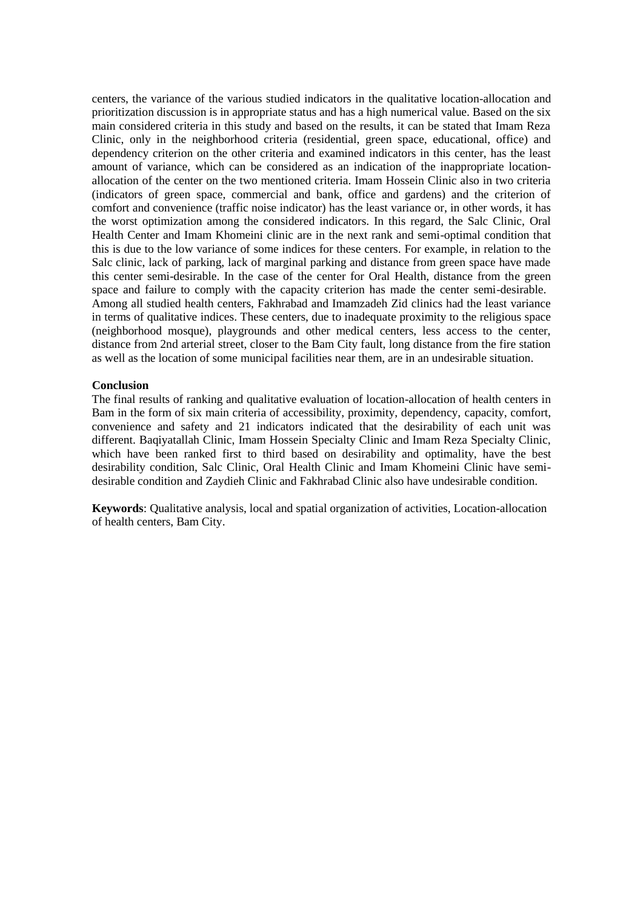centers, the variance of the various studied indicators in the qualitative location-allocation and prioritization discussion is in appropriate status and has a high numerical value. Based on the six main considered criteria in this study and based on the results, it can be stated that Imam Reza Clinic, only in the neighborhood criteria (residential, green space, educational, office) and dependency criterion on the other criteria and examined indicators in this center, has the least amount of variance, which can be considered as an indication of the inappropriate location-allocation of the center on the two mentioned criteria. Imam Hossein Clinic also in two criteria (indicators of green space, commercial and bank, office and gardens) and the criterion of comfort and convenience (traffic noise indicator) has the least variance or, in other words, it has the worst optimization among the considered indicators. In this regard, the Salc Clinic, Oral Health Center and Imam Khomeini clinic are in the next rank and semi-optimal condition that this is due to the low variance of some indices for these centers. For example, in relation to the Salc clinic, lack of parking, lack of marginal parking and distance from green space have made this center semi-desirable. In the case of the center for Oral Health, distance from the green space and failure to comply with the capacity criterion has made the center semi-desirable. Among all studied health centers, Fakhrabad and Imamzadeh Zid clinics had the least variance in terms of qualitative indices. These centers, due to inadequate proximity to the religious space (neighborhood mosque), playgrounds and other medical centers, less access to the center, distance from 2nd arterial street, closer to the Bam City fault, long distance from the fire station as well as the location of some municipal facilities near them, are in an undesirable situation.

**Conclusion**

The final results of ranking and qualitative evaluation of location-allocation of health centers in Bam in the form of six main criteria of accessibility, proximity, dependency, capacity, comfort, convenience and safety and 21 indicators indicated that the desirability of each unit was different. Baqiyatallah Clinic, Imam Hossein Specialty Clinic and Imam Reza Specialty Clinic, which have been ranked first to third based on desirability and optimality, have the best desirability condition, Salc Clinic, Oral Health Clinic and Imam Khomeini Clinic have semi-desirable condition and Zaydieh Clinic and Fakhrabad Clinic also have undesirable condition.

**Keywords**: Qualitative analysis, local and spatial organization of activities, Location-allocation of health centers, Bam City.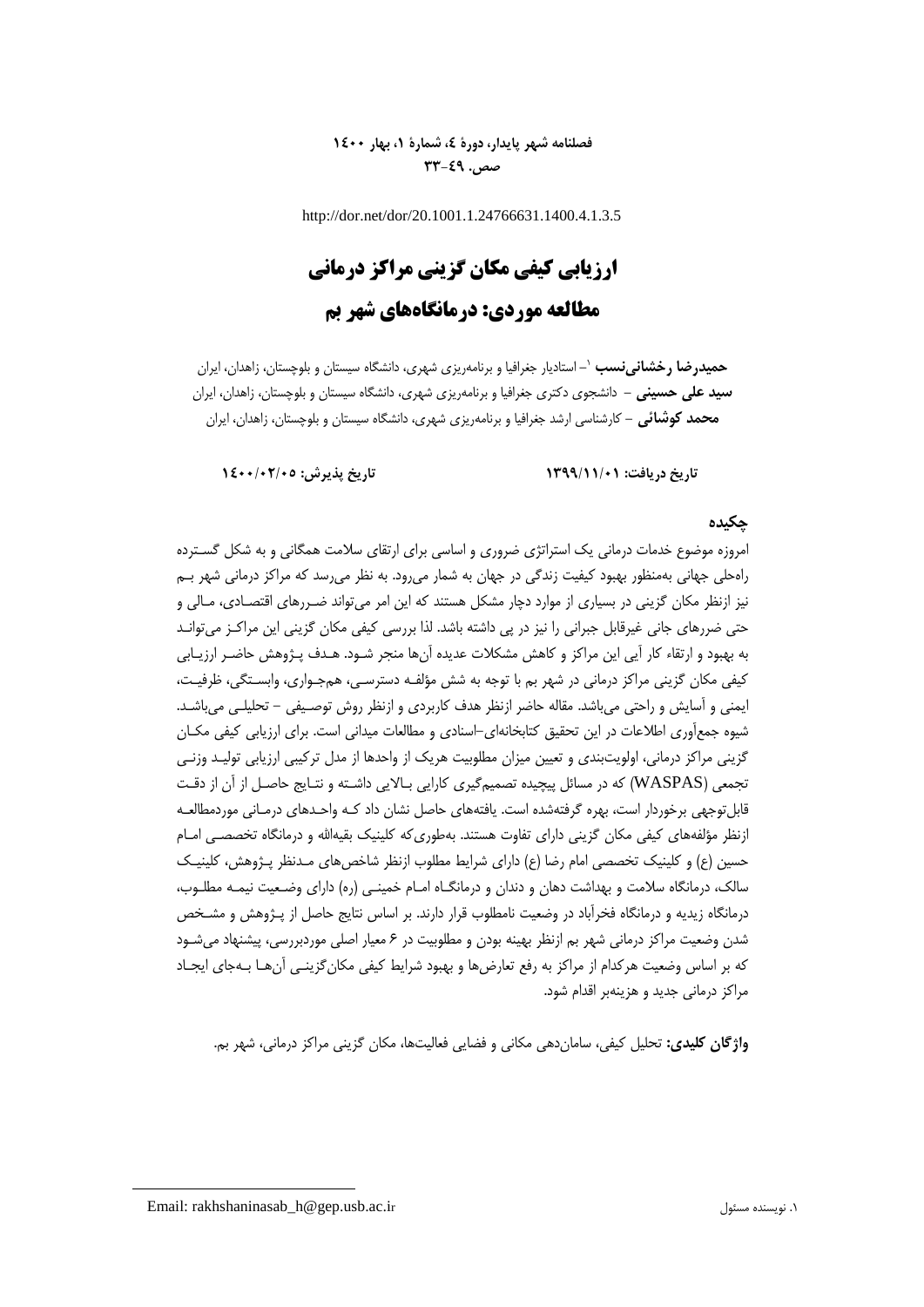http://dor.net/dor/20.1001.1.24766631.1400.4.1.3.5

# ارزیابی کیفی مکان گزینی مراکز درمانی
# مطالعه موردی: درمانگاه‌های شهر بم

**حمیدرضا رخشانی‌نسب** [1]– استادیار جغرافیا و برنامه‌ریزی شهری، دانشگاه سیستان و بلوچستان، زاهدان، ایران
**سید علی حسینی** – دانشجوی دکتری جغرافیا و برنامه‌ریزی شهری، دانشگاه سیستان و بلوچستان، زاهدان، ایران
**محمد کوشائی** – کارشناسی ارشد جغرافیا و برنامه‌ریزی شهری، دانشگاه سیستان و بلوچستان، زاهدان، ایران

**تاریخ دریافت: ۱۳۹۹/۱۱/۰۱** **تاریخ پذیرش: ۱۴۰۰/۰۲/۰۵**

## چکیده

امروزه موضوع خدمات درمانی یک استراتژی ضروری و اساسی برای ارتقای سلامت همگانی و به شکل گسترده راه‌حلی جهانی به‌منظور بهبود کیفیت زندگی در جهان به شمار می‌رود. به نظر می‌رسد که مراکز درمانی شهر بم نیز ازنظر مکان گزینی در بسیاری از موارد دچار مشکل هستند که این امر می‌تواند ضررهای اقتصادی، مالی و حتی ضررهای جانی غیرقابل جبرانی را نیز در پی داشته باشد. لذا بررسی کیفی مکان گزینی این مراکز می‌تواند به بهبود و ارتقاء کار آیی این مراکز و کاهش مشکلات عدیده آن‌ها منجر شود. هدف پژوهش حاضر ارزیابی کیفی مکان گزینی مراکز درمانی در شهر بم با توجه به شش مؤلفه دسترسی، هم‌جواری، وابستگی، ظرفیت، ایمنی و آسایش و راحتی می‌باشد. مقاله حاضر ازنظر هدف کاربردی و ازنظر روش توصیفی – تحلیلی می‌باشد. شیوه جمع‌آوری اطلاعات در این تحقیق کتابخانه‌ای–اسنادی و مطالعات میدانی است. برای ارزیابی کیفی مکان گزینی مراکز درمانی، اولویت‌بندی و تعیین میزان مطلوبیت هریک از واحدها از مدل ترکیبی ارزیابی تولید وزنی تجمعی (WASPAS) که در مسائل پیچیده تصمیم‌گیری کارایی بالایی داشته و نتایج حاصل از آن از دقت قابل‌توجهی برخوردار است، بهره گرفته‌شده است. یافته‌های حاصل نشان داد که واحدهای درمانی موردمطالعه ازنظر مؤلفه‌های کیفی مکان گزینی دارای تفاوت هستند. به‌طوری‌که کلینیک بقیه‌الله و درمانگاه تخصصی امام حسین (ع) و کلینیک تخصصی امام رضا (ع) دارای شرایط مطلوب ازنظر شاخص‌های مدنظر پژوهش، کلینیک سالک، درمانگاه سلامت و بهداشت دهان و دندان و درمانگاه امام خمینی (ره) دارای وضعیت نیمه مطلوب، درمانگاه زیدیه و درمانگاه فخرآباد در وضعیت نامطلوب قرار دارند. بر اساس نتایج حاصل از پژوهش و مشخص شدن وضعیت مراکز درمانی شهر بم ازنظر بهینه بودن و مطلوبیت در ۶ معیار اصلی موردبررسی، پیشنهاد می‌شود که بر اساس وضعیت هرکدام از مراکز به رفع تعارض‌ها و بهبود شرایط کیفی مکان‌گزینی آن‌ها به‌جای ایجاد مراکز درمانی جدید و هزینه‌بر اقدام شود.

**واژگان کلیدی:** تحلیل کیفی، سازمان‌دهی مکانی و فضایی فعالیت‌ها، مکان گزینی مراکز درمانی، شهر بم.

---

[1] . نویسنده مسئول Email: rakhshaninasab_h@gep.usb.ac.ir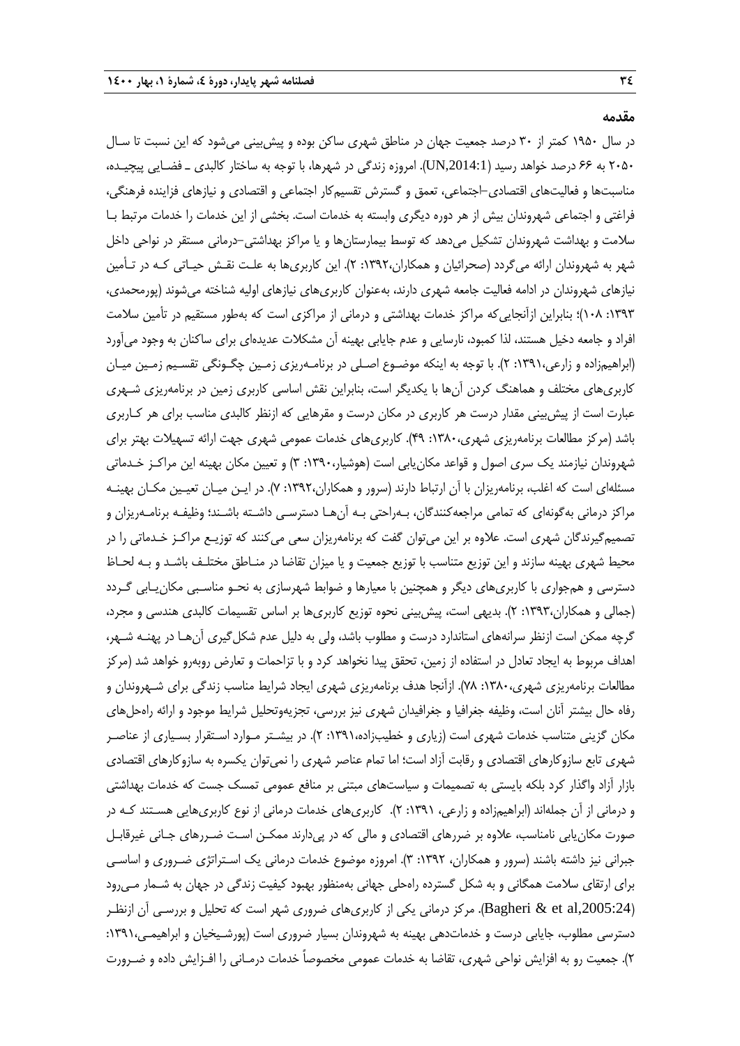## مقدمه

در سال ۱۹۵۰ کمتر از ۳۰ درصد جمعیت جهان در مناطق شهری ساکن بوده و پیش‌بینی می‌شود که این نسبت تا سال ۲۰۵۰ به ۶۶ درصد خواهد رسید (UN,2014:1). امروزه زندگی در شهرها، با توجه به ساختار کالبدی ـ فضایی پیچیده، مناسبت‌ها و فعالیت‌های اقتصادی–اجتماعی، تعمق و گسترش تقسیم‌کار اجتماعی و اقتصادی و نیازهای فزاینده فرهنگی، فراغتی و اجتماعی شهروندان بیش از هر دوره دیگری وابسته به خدمات است. بخشی از این خدمات را خدمات مرتبط با سلامت و بهداشت شهروندان تشکیل می‌دهد که توسط بیمارستان‌ها و یا مراکز بهداشتی–درمانی مستقر در نواحی داخل شهر به شهروندان ارائه می‌گردد (صحرائیان و همکاران،۱۳۹۲: ۲). این کاربری‌ها به علت نقش حیاتی کـه در تـأمین نیازهای شهروندان در ادامه فعالیت جامعه شهری دارند، به‌عنوان کاربری‌های نیازهای اولیه شناخته می‌شوند (پورمحمدی، ۱۳۹۳: ۱۰۸)؛ بنابراین ازآنجایی‌که مراکز خدمات بهداشتی و درمانی از مراکزی است که به‌طور مستقیم در تأمین سلامت افراد و جامعه دخیل هستند، لذا کمبود، نارسایی و عدم جایابی بهینه آن مشکلات عدیده‌ای برای ساکنان به وجود می‌آورد (ابراهیم‌زاده و زارعی،۱۳۹۱: ۲). با توجه به اینکه موضوع اصلی در برنامه‌ریزی زمین چگونگی تقسیم زمین میان کاربری‌های مختلف و هماهنگ کردن آن‌ها با یکدیگر است، بنابراین نقش اساسی کاربری زمین در برنامه‌ریزی شهری عبارت است از پیش‌بینی مقدار درست هر کاربری در مکان درست و مقرهایی که ازنظر کالبدی مناسب برای هر کاربری باشد (مرکز مطالعات برنامه‌ریزی شهری،۱۳۸۰: ۴۹). کاربری‌های خدمات عمومی شهری جهت ارائه تسهیلات بهتر برای شهروندان نیازمند یک سری اصول و قواعد مکان‌یابی است (هوشیار،۱۳۹۰: ۳) و تعیین مکان بهینه این مراکز خدماتی مسئله‌ای است که اغلب، برنامه‌ریزان با آن ارتباط دارند (سرور و همکاران،۱۳۹۲: ۷). در این میان تعیین مکان بهینه مراکز درمانی به‌گونه‌ای که تمامی مراجعه‌کنندگان، به‌راحتی به آن‌ها دسترسی داشته باشند؛ وظیفه برنامه‌ریزان و تصمیم‌گیرندگان شهری است. علاوه بر این می‌توان گفت که برنامه‌ریزان سعی می‌کنند که توزیع مراکز خدماتی را در محیط شهری بهینه سازند و این توزیع متناسب با توزیع جمعیت و یا میزان تقاضا در مناطق مختلف باشد و به لحاظ دسترسی و هم‌جواری با کاربری‌های دیگر و همچنین با معیارها و ضوابط شهرسازی به نحو مناسبی مکان‌یابی گردد (جمالی و همکاران،۱۳۹۳: ۲). بدیهی است، پیش‌بینی نحوه توزیع کاربری‌ها بر اساس تقسیمات کالبدی هندسی و مجرد، گرچه ممکن است ازنظر سرانه‌های استاندارد درست و مطلوب باشد، ولی به دلیل عدم شکل‌گیری آن‌ها در پهنه شهر، اهداف مربوط به ایجاد تعادل در استفاده از زمین، تحقق پیدا نخواهد کرد و با تزاحمات و تعارض روبه‌رو خواهد شد (مرکز مطالعات برنامه‌ریزی شهری،۱۳۸۰: ۷۸). ازآنجا هدف برنامه‌ریزی شهری ایجاد شرایط مناسب زندگی برای شهروندان و رفاه حال بیشتر آنان است، وظیفه جغرافیا و جغرافیدان شهری نیز بررسی، تجزیه‌وتحلیل شرایط موجود و ارائه راه‌حل‌های مکان گزینی متناسب خدمات شهری است (زیاری و خطیب‌زاده،۱۳۹۱: ۲). در بیشتر موارد استقرار بسیاری از عناصر شهری تابع سازوکارهای اقتصادی و رقابت آزاد است؛ اما تمام عناصر شهری را نمی‌توان یکسره به سازوکارهای اقتصادی بازار آزاد واگذار کرد بلکه بایستی به تصمیمات و سیاست‌های مبتنی بر منافع عمومی تمسک جست که خدمات بهداشتی و درمانی از آن جمله‌اند (ابراهیم‌زاده و زارعی، ۱۳۹۱: ۲). کاربری‌های خدمات درمانی از نوع کاربری‌هایی هستند کـه در صورت مکان‌یابی نامناسب، علاوه بر ضررهای اقتصادی و مالی که در پی‌دارند ممکن است ضررهای جانی غیرقابل جبرانی نیز داشته باشند (سرور و همکاران، ۱۳۹۲: ۳). امروزه موضوع خدمات درمانی یک استراتژی ضروری و اساسی برای ارتقای سلامت همگانی و به شکل گسترده راه‌حلی جهانی به‌منظور بهبود کیفیت زندگی در جهان به شمار می‌رود (Bagheri & et al,2005:24). مرکز درمانی یکی از کاربری‌های ضروری شهر است که تحلیل و بررسی آن ازنظر دسترسی مطلوب، جایابی درست و خدمات‌دهی بهینه به شهروندان بسیار ضروری است (پورشیخیان و ابراهیمی،۱۳۹۱: ۲). جمعیت رو به افزایش نواحی شهری، تقاضا به خدمات عمومی مخصوصاً خدمات درمانی را افزایش داده و ضرورت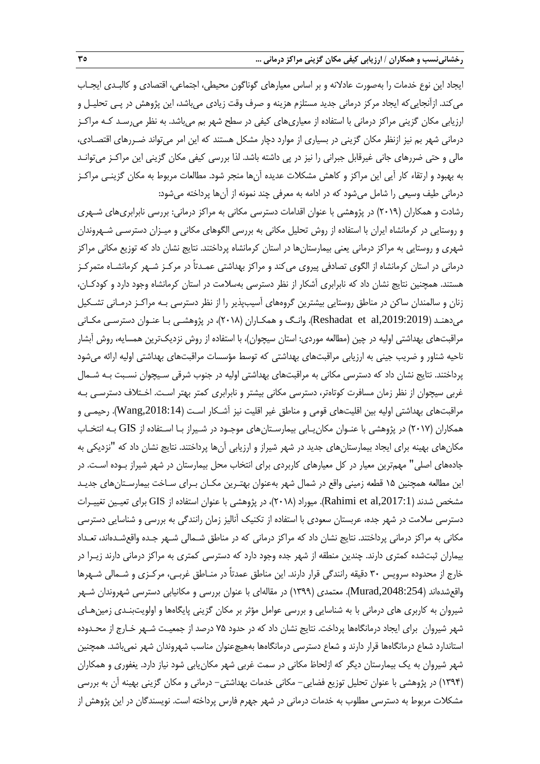ایجاد این نوع خدمات را به‌صورت عادلانه و بر اساس معیارهای گوناگون محیطی، اجتماعی، اقتصادی و کالبدی ایجاب می‌کند. ازآنجایی‌که ایجاد مرکز درمانی جدید مستلزم هزینه و صرف وقت زیادی می‌باشد، این پژوهش در پی تحلیل و ارزیابی مکان گزینی مراکز درمانی با استفاده از معیاری‌های کیفی در سطح شهر بم می‌باشد. به نظر می‌رسد که مراکز درمانی شهر بم نیز ازنظر مکان گزینی در بسیاری از موارد دچار مشکل هستند که این امر می‌تواند ضررهای اقتصادی، مالی و حتی ضررهای جانی غیرقابل جبرانی را نیز در پی داشته باشد. لذا بررسی کیفی مکان گزینی این مراکز می‌تواند به بهبود و ارتقاء کار آیی این مراکز و کاهش مشکلات عدیده آن‌ها منجر شود. مطالعات مربوط به مکان گزینی مراکز درمانی طیف وسیعی را شامل می‌شود که در ادامه به معرفی چند نمونه از آن‌ها پرداخته می‌شود:

رشادت و همکاران (۲۰۱۹) در پژوهشی با عنوان اقدامات دسترسی مکانی به مراکز درمانی: بررسی نابرابری‌های شهری و روستایی در کرمانشاه ایران با استفاده از روش تحلیل مکانی به بررسی الگوهای مکانی و میزان دسترسی شهروندان شهری و روستایی به مراکز درمانی یعنی بیمارستان‌ها در استان کرمانشاه پرداختند. نتایج نشان داد که توزیع مکانی مراکز درمانی در استان کرمانشاه از الگوی تصادفی پیروی می‌کند و مراکز بهداشتی عمدتاً در مرکز شهر کرمانشاه متمرکز هستند. همچنین نتایج نشان داد که نابرابری آشکار از نظر دسترسی به‌سلامت در استان کرمانشاه وجود دارد و کودکان، زنان و سالمندان ساکن در مناطق روستایی بیشترین گروه‌های آسیب‌پذیر را از نظر دسترسی به مراکز درمانی تشکیل می‌دهند (Reshadat et al,2019:2019). وانگ و همکاران (۲۰۱۸)، در پژوهشی با عنوان دسترسی مکانی مراقبت‌های بهداشتی اولیه در چین (مطالعه موردی: استان سیچوان)، با استفاده از روش نزدیک‌ترین همسایه، روش آبشار ناحیه شناور و ضریب جینی به ارزیابی مراقبت‌های بهداشتی که توسط مؤسسات مراقبت‌های بهداشتی اولیه ارائه می‌شود پرداختند. نتایج نشان داد که دسترسی مکانی به مراقبت‌های بهداشتی اولیه در جنوب شرقی سیچوان نسبت به شمال غربی سیچوان از نظر زمان مسافرت کوتاه‌تر، دسترسی مکانی بیشتر و نابرابری کمتر بهتر است. اختلاف دسترسی به مراقبت‌های بهداشتی اولیه بین اقلیت‌های قومی و مناطق غیر اقلیت نیز آشکار است (Wang,2018:14). رحیمی و همکاران (۲۰۱۷) در پژوهشی با عنوان مکان‌یابی بیمارستان‌های موجود در شیراز با استفاده از GIS به انتخاب مکان‌های بهینه برای ایجاد بیمارستان‌های جدید در شهر شیراز و ارزیابی آن‌ها پرداختند. نتایج نشان داد که "نزدیکی به جاده‌های اصلی" مهم‌ترین معیار در کل معیارهای کاربردی برای انتخاب محل بیمارستان در شهر شیراز بوده است. در این مطالعه همچنین ۱۵ قطعه زمینی واقع در شمال شهر به‌عنوان بهترین مکان برای ساخت بیمارستان‌های جدید مشخص شدند (Rahimi et al,2017:1). میوراد (۲۰۱۸)، در پژوهشی با عنوان استفاده از GIS برای تعیین تغییرات دسترسی سلامت در شهر جده، عربستان سعودی با استفاده از تکنیک آنالیز زمان رانندگی به بررسی و شناسایی دسترسی مکانی به مراکز درمانی پرداختند. نتایج نشان داد که مراکز درمانی که در مناطق شمالی شهر جده واقع‌شده‌اند، تعداد بیماران ثبت‌شده کمتری دارند. چندین منطقه از شهر جده وجود دارد که دسترسی کمتری به مراکز درمانی دارند زیرا در خارج از محدوده سرویس ۳۰ دقیقه رانندگی قرار دارند. این مناطق عمدتاً در مناطق غربی، مرکزی و شمالی شهرها واقع‌شده‌اند (Murad,2048:254). معتمدی (۱۳۹۹) در مقاله‌ای با عنوان بررسی و مکانیابی دسترسی شهروندان شهر شیروان به کاربری های درمانی با به شناسایی و بررسی عوامل مؤثر بر مکان گزینی پایگاه‌ها و اولویت‌بندی زمین‌های شهر شیروان برای ایجاد درمانگاه‌ها پرداخت. نتایج نشان داد که در حدود ۷۵ درصد از جمعیت شهر خارج از محدوده استاندارد شعاع درمانگاه‌ها قرار دارند و شعاع دسترسی درمانگاه‌ها به‌هیچ‌عنوان مناسب شهروندان شهر نمی‌باشد. همچنین شهر شیروان به یک بیمارستان دیگر که ازلحاظ مکانی در سمت غربی شهر مکان‌یابی شود نیاز دارد. یغفوری و همکاران (۱۳۹۴) در پژوهشی با عنوان تحلیل توزیع فضایی- مکانی خدمات بهداشتی- درمانی و مکان گزینی بهینه آن به بررسی مشکلات مربوط به دسترسی مطلوب به خدمات درمانی در شهر جهرم فارس پرداخته است. نویسندگان در این پژوهش از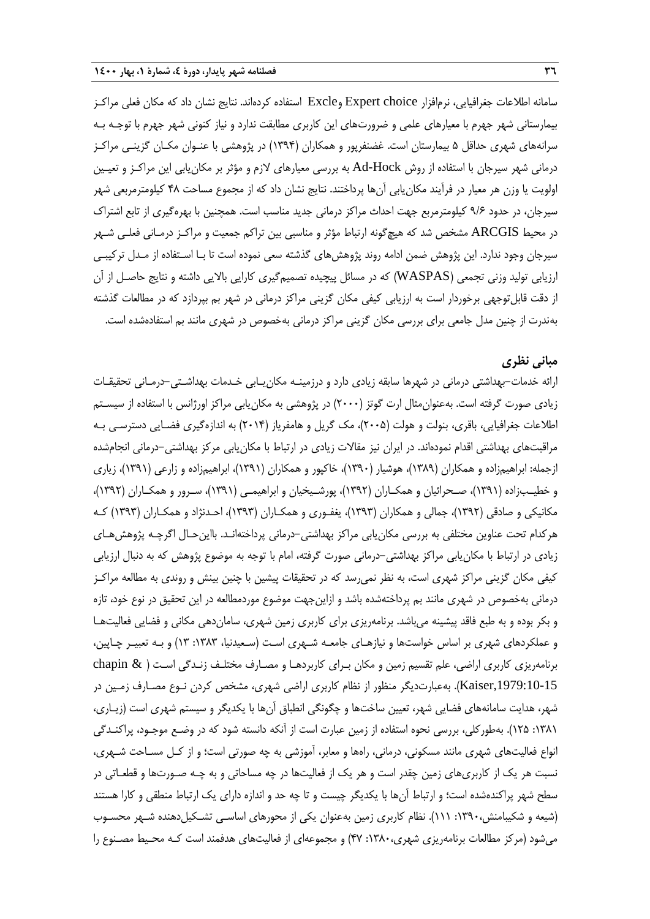سامانه اطلاعات جغرافیایی، نرم‌افزار Expert choice وExcle استفاده کرده‌اند. نتایج نشان داد که مکان فعلی مراکـز بیمارستانی شهر جهرم با معیارهای علمی و ضرورت‌های این کاربری مطابقت ندارد و نیاز کنونی شهر جهرم با توجـه بـه سرانه‌های شهری حداقل ۵ بیمارستان است. غضنفرپور و همکاران (۱۳۹۴) در پژوهشی با عنـوان مکـان گزینـی مراکـز درمانی شهر سیرجان با استفاده از روش Ad-Hock به بررسی معیارهای لازم و مؤثر بر مکان‌یابی این مراکـز و تعیـین اولویت یا وزن هر معیار در فرآیند مکان‌یابی آن‌ها پرداختند. نتایج نشان داد که از مجموع مساحت ۴۸ کیلومترمربعی شهر سیرجان، در حدود ۹/۶ کیلومترمربع جهت احداث مراکز درمانی جدید مناسب است. همچنین با بهره‌گیری از تابع اشتراک در محیط ARCGIS مشخص شد که هیچ‌گونه ارتباط مؤثر و مناسبی بین تراکم جمعیت و مراکـز درمـانی فعلـی شـهر سیرجان وجود ندارد. این پژوهش ضمن ادامه روند پژوهش‌های گذشته سعی نموده است تا بـا اسـتفاده از مـدل ترکیبـی ارزیابی تولید وزنی تجمعی (WASPAS) که در مسائل پیچیده تصمیم‌گیری کارایی بالایی داشته و نتایج حاصـل از آن از دقت قابل‌توجهی برخوردار است به ارزیابی کیفی مکان گزینی مراکز درمانی در شهر بم بپردازد که در مطالعات گذشته به‌ندرت از چنین مدل جامعی برای بررسی مکان گزینی مراکز درمانی به‌خصوص در شهری مانند بم استفاده‌شده است.

## مبانی نظری

ارائه خدمات–بهداشتی درمانی در شهرها سابقه زیادی دارد و درزمینـه مکان‌یـابی خـدمات بهداشـتی–درمـانی تحقیقـات زیادی صورت گرفته است. به‌عنوان‌مثال ارت گوتز (۲۰۰۰) در پژوهشی به مکان‌یابی مراکز اورژانس با استفاده از سیسـتم اطلاعات جغرافیایی، باقری، بنولت و هولت (۲۰۰۵)، مک گریل و هامفریاز (۲۰۱۴) به اندازه‌گیری فضـایی دسترسـی بـه مراقبت‌های بهداشتی اقدام نموده‌اند. در ایران نیز مقالات زیادی در ارتباط با مکان‌یابی مرکز بهداشتی–درمانی انجام‌شده ازجمله: ابراهیم‌زاده و همکاران (۱۳۸۹)، هوشیار (۱۳۹۰)، خاکپور و همکاران (۱۳۹۱)، ابراهیم‌زاده و زارعی (۱۳۹۱)، زیاری و خطیـب‌زاده (۱۳۹۱)، صـحرائیان و همکـاران (۱۳۹۲)، پورشـیخیان و ابراهیمـی (۱۳۹۱)، سـرور و همکـاران (۱۳۹۲)، مکانیکی و صادقی (۱۳۹۲)، جمالی و همکاران (۱۳۹۳)، یغفـوری و همکـاران (۱۳۹۳)، احـدنژاد و همکـاران (۱۳۹۳) کـه هرکدام تحت عناوین مختلفی به بررسی مکان‌یابی مراکز بهداشتی–درمانی پرداخته‌انـد. بااین‌حـال اگرچـه پژوهش‌هـای زیادی در ارتباط با مکان‌یابی مراکز بهداشتی–درمانی صورت گرفته، اما با توجه به موضوع پژوهش که به دنبال ارزیابی کیفی مکان گزینی مراکز شهری است، به نظر نمی‌رسد که در تحقیقات پیشین با چنین بینش و روندی به مطالعه مراکـز درمانی به‌خصوص در شهری مانند بم پرداخته‌شده باشد و ازاین‌جهت موضوع موردمطالعه در این تحقیق در نوع خود، تازه و بکر بوده و به طبع فاقد پیشینه می‌باشد. برنامه‌ریزی برای کاربری زمین شهری، سامان‌دهی مکانی و فضایی فعالیت‌هـا و عملکردهای شهری بر اساس خواست‌ها و نیازهـای جامعـه شـهری اسـت (سـعیدنیا، ۱۳۸۳: ۱۳) و بـه تعبیـر چـاپین، برنامه‌ریزی کاربری اراضی، علم تقسیم زمین و مکان بـرای کاربردهـا و مصـارف مختلـف زنـدگی اسـت ( chapin & Kaiser,1979:10-15). به‌عبارت‌دیگر منظور از نظام کاربری اراضی شهری، مشخص کردن نـوع مصـارف زمـین در شهر، هدایت سامانه‌های فضایی شهر، تعیین ساخت‌ها و چگونگی انطباق آن‌ها با یکدیگر و سیستم شهری است (زیـاری، ۱۳۸۱: ۱۲۵). به‌طورکلی، بررسی نحوه استفاده از زمین عبارت است از آنکه دانسته شود که در وضـع موجـود، پراکنـدگی انواع فعالیت‌های شهری مانند مسکونی، درمانی، راه‌ها و معابر، آموزشی به چه صورتی است؛ و از کـل مسـاحت شـهری، نسبت هر یک از کاربری‌های زمین چقدر است و هر یک از فعالیت‌ها در چه مساحاتی و به چـه صـورت‌ها و قطعـاتی در سطح شهر پراکنده‌شده است؛ و ارتباط آن‌ها با یکدیگر چیست و تا چه حد و اندازه دارای یک ارتباط منطقی و کارا هستند (شیعه و شکیبامنش،۱۳۹۰: ۱۱۱). نظام کاربری زمین به‌عنوان یکی از محورهای اساسـی تشـکیل‌دهنده شـهر محسـوب می‌شود (مرکز مطالعات برنامه‌ریزی شهری،۱۳۸۰: ۴۷) و مجموعه‌ای از فعالیت‌های هدفمند است کـه محـیط مصـنوع را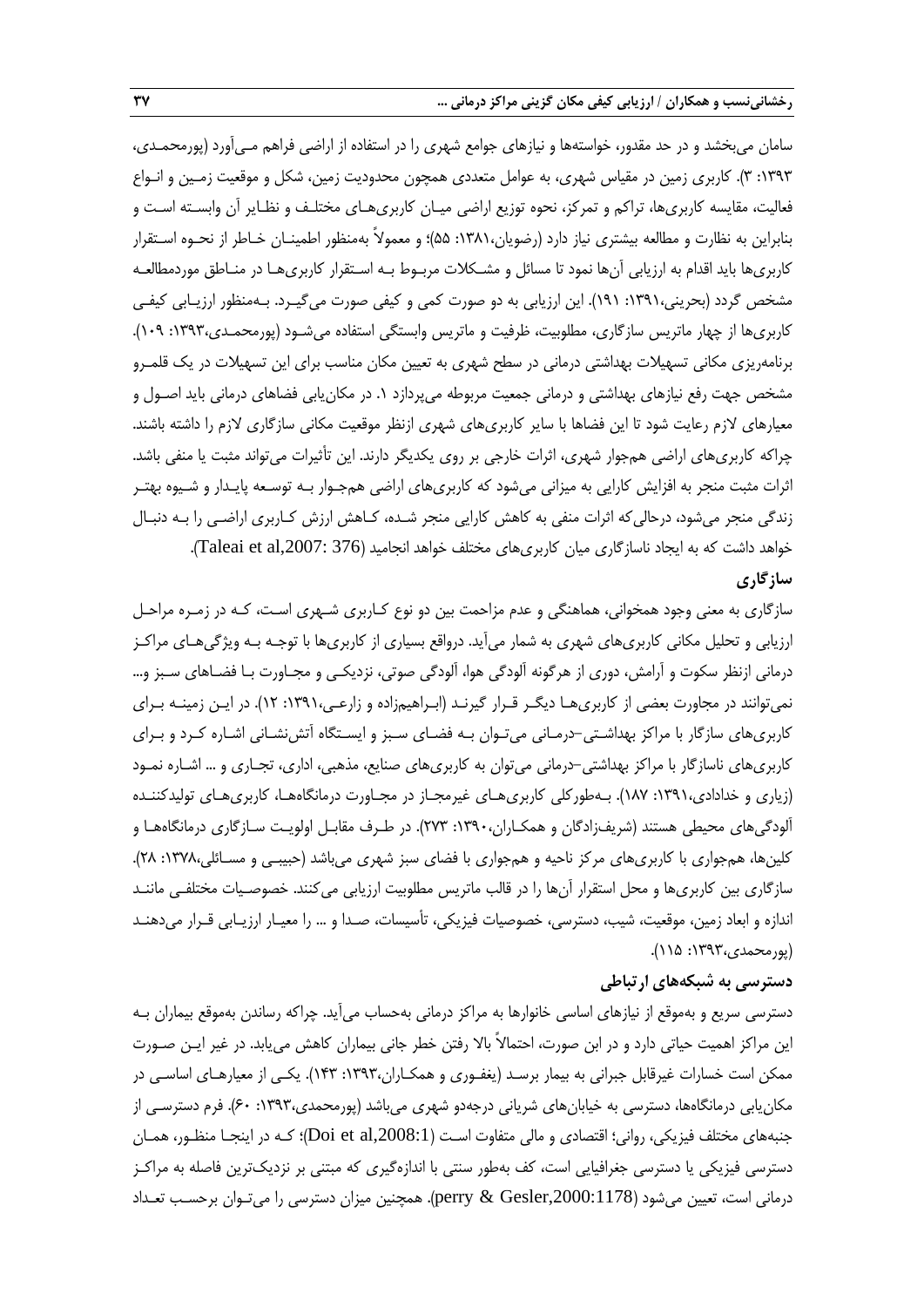سامان می‌بخشد و در حد مقدور، خواسته‌ها و نیازهای جوامع شهری را در استفاده از اراضی فراهم می‌آورد (پورمحمدی، ۱۳۹۳: ۳). کاربری زمین در مقیاس شهری، به عوامل متعددی همچون محدودیت زمین، شکل و موقعیت زمین و انواع فعالیت، مقایسه کاربری‌ها، تراکم و تمرکز، نحوه توزیع اراضی میان کاربری‌های مختلف و نظایر آن وابسته است و بنابراین به نظارت و مطالعه بیشتری نیاز دارد (رضویان،۱۳۸۱: ۵۵)؛ و معمولاً به‌منظور اطمینان خاطر از نحوه استقرار کاربری‌ها باید اقدام به ارزیابی آن‌ها نمود تا مسائل و مشکلات مربوط به استقرار کاربری‌ها در مناطق موردمطالعه مشخص گردد (بحرینی،۱۳۹۱: ۱۹۱). این ارزیابی به دو صورت کمی و کیفی صورت می‌گیرد. به‌منظور ارزیابی کیفی کاربری‌ها از چهار ماتریس سازگاری، مطلوبیت، ظرفیت و ماتریس وابستگی استفاده می‌شود (پورمحمدی،۱۳۹۳: ۱۰۹). برنامه‌ریزی مکانی تسهیلات بهداشتی درمانی در سطح شهری به تعیین مکان مناسب برای این تسهیلات در یک قلمرو مشخص جهت رفع نیازهای بهداشتی و درمانی جمعیت مربوطه می‌پردازد ۱. در مکان‌یابی فضاهای درمانی باید اصول و معیارهای لازم رعایت شود تا این فضاها با سایر کاربری‌های شهری ازنظر موقعیت مکانی سازگاری لازم را داشته باشند. چراکه کاربری‌های اراضی هم‌جوار شهری، اثرات خارجی بر روی یکدیگر دارند. این تأثیرات می‌تواند مثبت یا منفی باشد. اثرات مثبت منجر به افزایش کارایی به میزانی می‌شود که کاربری‌های اراضی هم‌جوار به توسعه پایدار و شیوه بهتر زندگی منجر می‌شود، درحالی‌که اثرات منفی به کاهش کارایی منجر شده، کاهش ارزش کاربری اراضی را به دنبال خواهد داشت که به ایجاد ناسازگاری میان کاربری‌های مختلف خواهد انجامید (Taleai et al,2007: 376).

### سازگاری

سازگاری به معنی وجود همخوانی، هماهنگی و عدم مزاحمت بین دو نوع کاربری شهری است، که در زمره مراحل ارزیابی و تحلیل مکانی کاربری‌های شهری به شمار می‌آید. درواقع بسیاری از کاربری‌ها با توجه به ویژگی‌های مراکز درمانی ازنظر سکوت و آرامش، دوری از هرگونه آلودگی هوا، آلودگی صوتی، نزدیکی و مجاورت با فضاهای سبز و... نمی‌توانند در مجاورت بعضی از کاربری‌ها دیگر قرار گیرند (ابراهیم‌زاده و زارعی،۱۳۹۱: ۱۲). در این زمینه برای کاربری‌های سازگار با مراکز بهداشتی-درمانی می‌توان به فضای سبز و ایستگاه آتش‌نشانی اشاره کرد و برای کاربری‌های ناسازگار با مراکز بهداشتی-درمانی می‌توان به کاربری‌های صنایع، مذهبی، اداری، تجاری و ... اشاره نمود (زیاری و خدادادی،۱۳۹۱: ۱۸۷). به‌طورکلی کاربری‌های غیرمجاز در مجاورت درمانگاه‌ها، کاربری‌های تولیدکننده آلودگی‌های محیطی هستند (شریف‌زادگان و همکاران،۱۳۹۰: ۲۷۳). در طرف مقابل اولویت سازگاری درمانگاه‌ها و کلین‌ها، هم‌جواری با کاربری‌های مرکز ناحیه و هم‌جواری با فضای سبز شهری می‌باشد (حبیبی و مسائلی،۱۳۷۸: ۲۸). سازگاری بین کاربری‌ها و محل استقرار آن‌ها را در قالب ماتریس مطلوبیت ارزیابی می‌کنند. خصوصیات مختلفی مانند اندازه و ابعاد زمین، موقعیت، شیب، دسترسی، خصوصیات فیزیکی، تأسیسات، صدا و ... را معیار ارزیابی قرار می‌دهند (پورمحمدی،۱۳۹۳: ۱۱۵).

### دسترسی به شبکه‌های ارتباطی

دسترسی سریع و به‌موقع از نیازهای اساسی خانوارها به مراکز درمانی به‌حساب می‌آید. چراکه رساندن به‌موقع بیماران به این مراکز اهمیت حیاتی دارد و در این صورت، احتمالاً بالا رفتن خطر جانی بیماران کاهش می‌یابد. در غیر این صورت ممکن است خسارات غیرقابل جبرانی به بیمار برسد (یغفوری و همکاران،۱۳۹۳: ۱۴۳). یکی از معیارهای اساسی در مکان‌یابی درمانگاه‌ها، دسترسی به خیابان‌های شریانی درجه‌دو شهری می‌باشد (پورمحمدی،۱۳۹۳: ۶۰). فرم دسترسی از جنبه‌های مختلف فیزیکی، روانی؛ اقتصادی و مالی متفاوت است (Doi et al,2008:1)؛ که در اینجا منظور، همان دسترسی فیزیکی یا دسترسی جغرافیایی است، کف به‌طور سنتی با اندازه‌گیری که مبتنی بر نزدیک‌ترین فاصله به مراکز درمانی است، تعیین می‌شود (perry & Gesler,2000:1178). همچنین میزان دسترسی را می‌توان برحسب تعداد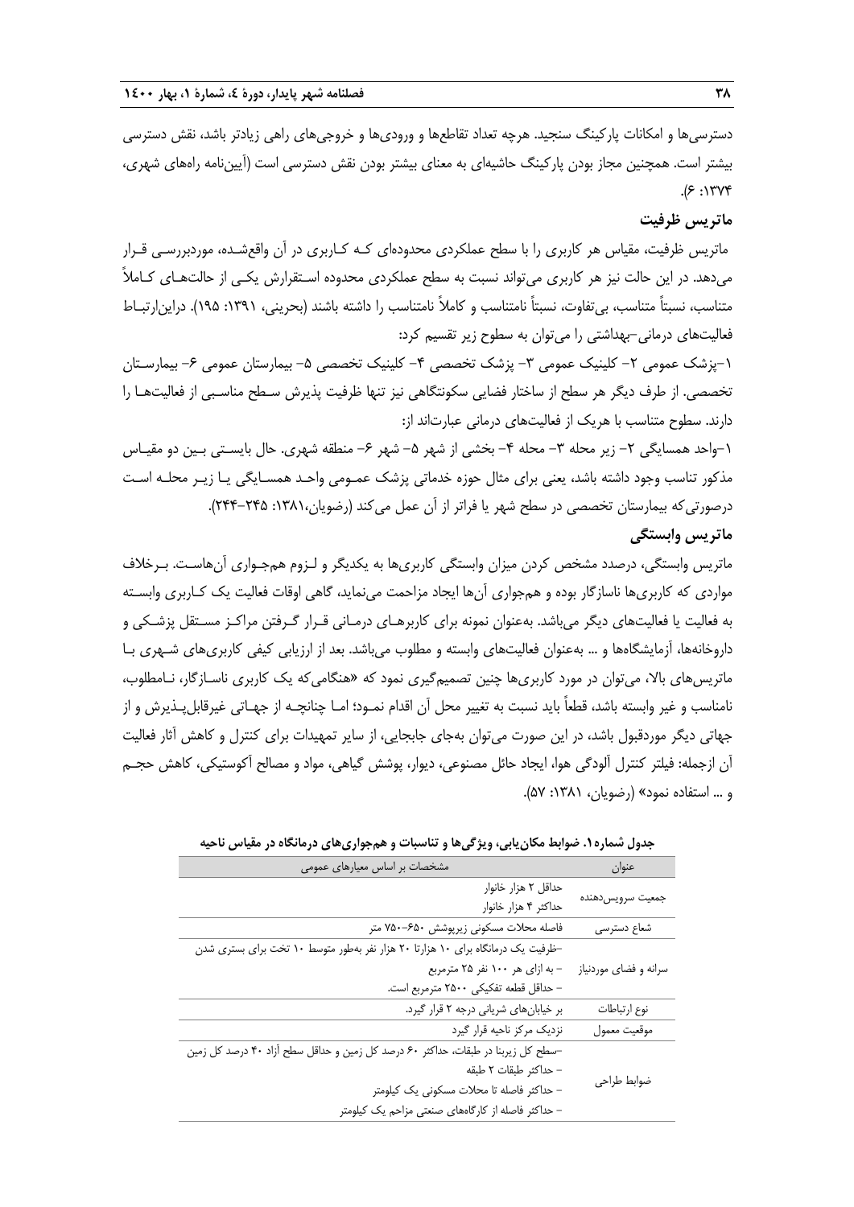دسترسی‌ها و امکانات پارکینگ سنجید. هرچه تعداد تقاطع‌ها و ورودی‌ها و خروجی‌های راهی زیادتر باشد، نقش دسترسی بیشتر است. همچنین مجاز بودن پارکینگ حاشیه‌ای به معنای بیشتر بودن نقش دسترسی است (آیین‌نامه راه‌های شهری، ۱۳۷۴: ۶).

## ماتریس ظرفیت

ماتریس ظرفیت، مقیاس هر کاربری را با سطح عملکردی محدوده‌ای کـه کـاربری در آن واقع‌شـده، موردبررسـی قـرار می‌دهد. در این حالت نیز هر کاربری می‌تواند نسبت به سطح عملکردی محدوده اسـتقرارش یکـی از حالت‌هـای کـاملاً متناسب، نسبتاً متناسب، بی‌تفاوت، نسبتاً نامتناسب و کاملاً نامتناسب را داشته باشند (بحرینی، ۱۳۹۱: ۱۹۵). دراین‌ارتبـاط فعالیت‌های درمانی-بهداشتی را می‌توان به سطوح زیر تقسیم کرد:

۱-پزشک عمومی ۲- کلینیک عمومی ۳- پزشک تخصصی ۴- کلینیک تخصصی ۵- بیمارستان عمومی ۶- بیمارسـتان تخصصی. از طرف دیگر هر سطح از ساختار فضایی سکونتگاهی نیز تنها ظرفیت پذیرش سـطح مناسـبی از فعالیت‌هـا را دارند. سطوح متناسب با هریک از فعالیت‌های درمانی عبارت‌اند از:

۱-واحد همسایگی ۲- زیر محله ۳- محله ۴- بخشی از شهر ۵- شهر ۶- منطقه شهری. حال بایسـتی بـین دو مقیـاس مذکور تناسب وجود داشته باشد، یعنی برای مثال حوزه خدماتی پزشک عمـومی واحـد همسـایگی یـا زیـر محلـه اسـت درصورتی‌که بیمارستان تخصصی در سطح شهر یا فراتر از آن عمل می‌کند (رضویان،۱۳۸۱: ۲۴۵-۲۴۴).

## ماتریس وابستگی

ماتریس وابستگی، درصدد مشخص کردن میزان وابستگی کاربری‌ها به یکدیگر و لـزوم هم‌جـواری آن‌هاسـت. بـرخلاف مواردی که کاربری‌ها ناسازگار بوده و هم‌جواری آن‌ها ایجاد مزاحمت می‌نماید، گاهی اوقات فعالیت یک کـاربری وابسـته به فعالیت یا فعالیت‌های دیگر می‌باشد. به‌عنوان نمونه برای کاربرهـای درمـانی قـرار گـرفتن مراکـز مسـتقل پزشـکی و داروخانه‌ها، آزمایشگاه‌ها و ... به‌عنوان فعالیت‌های وابسته و مطلوب می‌باشد. بعد از ارزیابی کیفی کاربری‌های شـهری بـا ماتریس‌های بالا، می‌توان در مورد کاربری‌ها چنین تصمیم‌گیری نمود که «هنگامی‌که یک کاربری ناسـازگار، نـامطلوب، نامناسب و غیر وابسته باشد، قطعاً باید نسبت به تغییر محل آن اقدام نمـود؛ امـا چنانچـه از جهـاتی غیرقابل‌پـذیرش و از جهاتی دیگر موردقبول باشد، در این صورت می‌توان به‌جای جابجایی، از سایر تمهیدات برای کنترل و کاهش آثار فعالیت آن ازجمله: فیلتر کنترل آلودگی هوا، ایجاد حائل مصنوعی، دیوار، پوشش گیاهی، مواد و مصالح آکوستیکی، کاهش حجـم و ... استفاده نمود» (رضویان، ۱۳۸۱: ۵۷).

**جدول شماره۱. ضوابط مکان‌یابی، ویژگی‌ها و تناسبات و هم‌جواری‌های درمانگاه در مقیاس ناحیه**

| عنوان | مشخصات بر اساس معیارهای عمومی |
|---|---|
| جمعیت سرویس‌دهنده | حداقل ۲ هزار خانوار<br>حداکثر ۴ هزار خانوار |
| شعاع دسترسی | فاصله محلات مسکونی زیرپوشش ۶۵۰-۷۵۰ متر |
| سرانه و فضای موردنیاز | -ظرفیت یک درمانگاه برای ۱۰ هزارتا ۲۰ هزار نفر به‌طور متوسط ۱۰ تخت برای بستری شدن<br>- به ازای هر ۱۰۰ نفر ۲۵ مترمربع<br>- حداقل قطعه تفکیکی ۲۵۰۰ مترمربع است. |
| نوع ارتباطات | بر خیابان‌های شریانی درجه ۲ قرار گیرد. |
| موقعیت معمول | نزدیک مرکز ناحیه قرار گیرد |
| ضوابط طراحی | -سطح کل زیربنا در طبقات، حداکثر ۶۰ درصد کل زمین و حداقل سطح آزاد ۴۰ درصد کل زمین<br>- حداکثر طبقات ۲ طبقه<br>- حداکثر فاصله تا محلات مسکونی یک کیلومتر<br>- حداکثر فاصله از کارگاه‌های صنعتی مزاحم یک کیلومتر |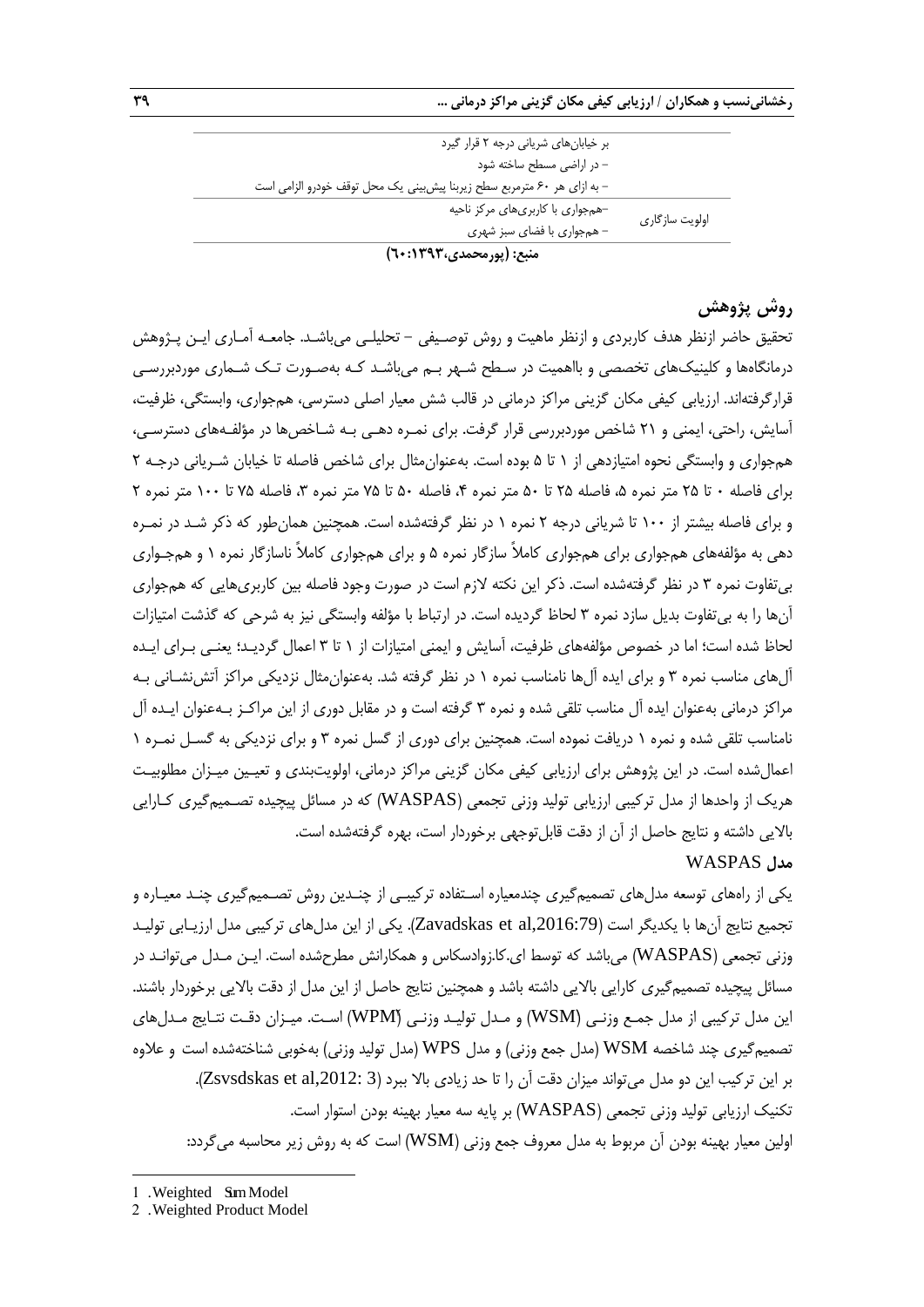| | |
|---|---|
| | بر خیابان‌های شریانی درجه ۲ قرار گیرد<br>– در اراضی مسطح ساخته شود<br>– به ازای هر ۶۰ مترمربع سطح زیربنا پیش‌بینی یک محل توقف خودرو الزامی است |
| اولویت سازگاری | –همجواری با کاربری‌های مرکز ناحیه<br>– همجواری با فضای سبز شهری |

**منبع: (پورمحمدی،۱۳۹۳:۶۰)**

## روش پژوهش

تحقیق حاضر ازنظر هدف کاربردی و ازنظر ماهیت و روش توصیفی – تحلیلی می‌باشد. جامعه آماری این پژوهش درمانگاه‌ها و کلینیک‌های تخصصی و بااهمیت در سطح شهر بم می‌باشد که به‌صورت تک شماری موردبررسی قرارگرفته‌اند. ارزیابی کیفی مکان گزینی مراکز درمانی در قالب شش معیار اصلی دسترسی، همجواری، وابستگی، ظرفیت، آسایش، راحتی، ایمنی و ۲۱ شاخص موردبررسی قرار گرفت. برای نمره دهی به شاخص‌ها در مؤلفه‌های دسترسی، همجواری و وابستگی نحوه امتیازدهی از ۱ تا ۵ بوده است. به‌عنوان‌مثال برای شاخص فاصله تا خیابان شریانی درجه ۲ برای فاصله ۰ تا ۲۵ متر نمره ۵، فاصله ۲۵ تا ۵۰ متر نمره ۴، فاصله ۵۰ تا ۷۵ متر نمره ۳، فاصله ۷۵ تا ۱۰۰ متر نمره ۲ و برای فاصله بیشتر از ۱۰۰ تا شریانی درجه ۲ نمره ۱ در نظر گرفته‌شده است. همچنین همان‌طور که ذکر شد در نمره دهی به مؤلفه‌های همجواری برای همجواری کاملاً سازگار نمره ۵ و برای همجواری کاملاً ناسازگار نمره ۱ و همجواری بی‌تفاوت نمره ۳ در نظر گرفته‌شده است. ذکر این نکته لازم است در صورت وجود فاصله بین کاربری‌هایی که همجواری آن‌ها را به بی‌تفاوت بدیل سازد نمره ۳ لحاظ گردیده است. در ارتباط با مؤلفه وابستگی نیز به شرحی که گذشت امتیازات لحاظ شده است؛ اما در خصوص مؤلفه‌های ظرفیت، آسایش و ایمنی امتیازات از ۱ تا ۳ اعمال گردید؛ یعنی برای ایده آل‌های مناسب نمره ۳ و برای ایده آل‌ها نامناسب نمره ۱ در نظر گرفته شد. به‌عنوان‌مثال نزدیکی مراکز آتش‌نشانی به مراکز درمانی به‌عنوان ایده آل مناسب تلقی شده و نمره ۳ گرفته است و در مقابل دوری از این مراکز به‌عنوان ایده آل نامناسب تلقی شده و نمره ۱ دریافت نموده است. همچنین برای دوری از گسل نمره ۳ و برای نزدیکی به گسل نمره ۱ اعمال‌شده است. در این پژوهش برای ارزیابی کیفی مکان گزینی مراکز درمانی، اولویت‌بندی و تعیین میزان مطلوبیت هریک از واحدها از مدل ترکیبی ارزیابی تولید وزنی تجمعی (WASPAS) که در مسائل پیچیده تصمیم‌گیری کارایی بالایی داشته و نتایج حاصل از آن از دقت قابل‌توجهی برخوردار است، بهره گرفته‌شده است.

### مدل WASPAS

یکی از راه‌های توسعه مدل‌های تصمیم‌گیری چندمعیاره استفاده ترکیبی از چندین روش تصمیم‌گیری چند معیاره و تجمیع نتایج آن‌ها با یکدیگر است (Zavadskas et al,2016:79). یکی از این مدل‌های ترکیبی مدل ارزیابی تولید وزنی تجمعی (WASPAS) می‌باشد که توسط ای.کا.زوادسکاس و همکارانش مطرح‌شده است. این مدل می‌تواند در مسائل پیچیده تصمیم‌گیری کارایی بالایی داشته باشد و همچنین نتایج حاصل از این مدل از دقت بالایی برخوردار باشند. این مدل ترکیبی از مدل جمع وزنی (WSM)[1] و مدل تولید وزنی (WPM)[2] است. میزان دقت نتایج مدل‌های تصمیم‌گیری چند شاخصه WSM (مدل جمع وزنی) و مدل WPS (مدل تولید وزنی) به‌خوبی شناخته‌شده است و علاوه بر این ترکیب این دو مدل می‌تواند میزان دقت آن را تا حد زیادی بالا ببرد (Zsvsdskas et al,2012: 3).

تکنیک ارزیابی تولید وزنی تجمعی (WASPAS) بر پایه سه معیار بهینه بودن استوار است.

اولین معیار بهینه بودن آن مربوط به مدل معروف جمع وزنی (WSM) است که به روش زیر محاسبه می‌گردد:

---

1 .Weighted Sum Model

2 .Weighted Product Model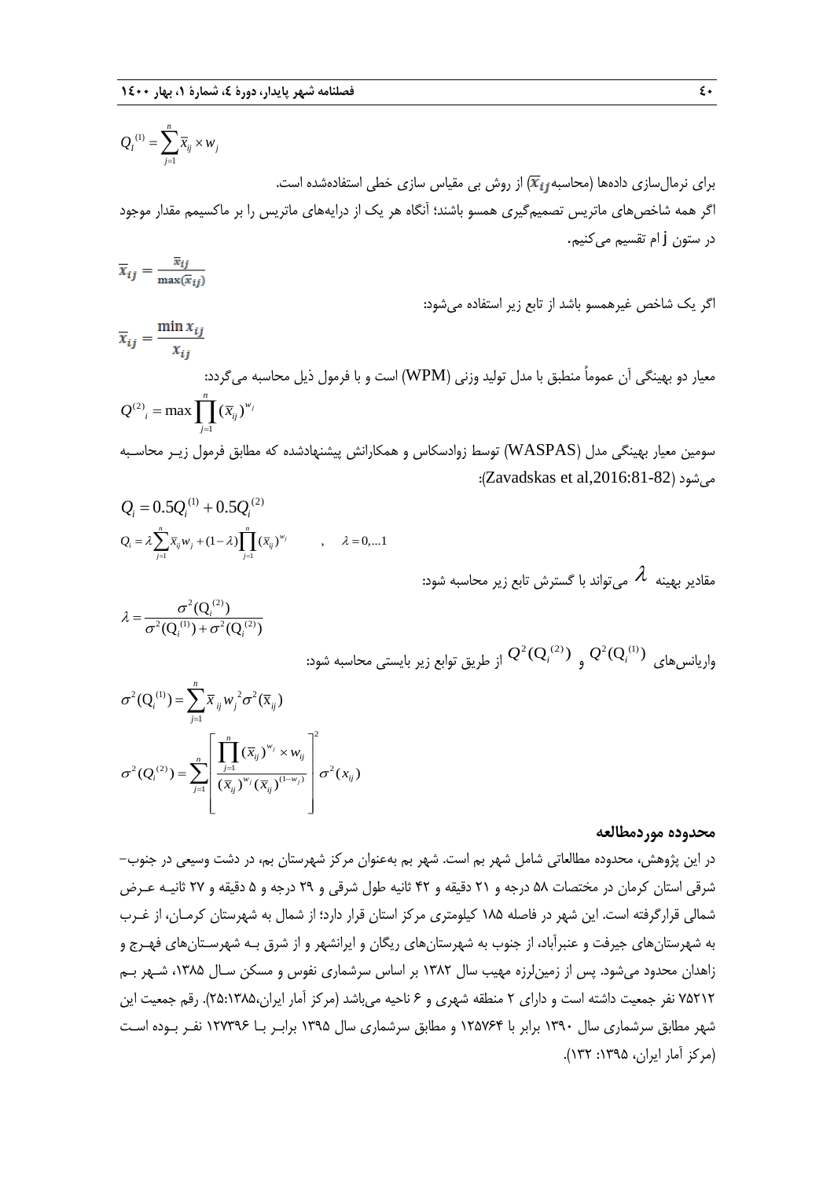$$Q_I^{(1)} = \sum_{j=1}^{n} \bar{x}_{ij} \times w_j$$

برای نرمال‌سازی داده‌ها (محاسبه $\bar{x}_{ij}$) از روش بی مقیاس سازی خطی استفاده‌شده است.

اگر همه شاخص‌های ماتریس تصمیم‌گیری همسو باشند؛ آنگاه هر یک از درایه‌های ماتریس را بر ماکسیمم مقدار موجود در ستون j ام تقسیم می‌کنیم.

$$\bar{x}_{ij} = \frac{\bar{x}_{ij}}{\max(\bar{x}_{ij})}$$

اگر یک شاخص غیرهمسو باشد از تابع زیر استفاده می‌شود:

$$\bar{x}_{ij} = \frac{\min x_{ij}}{x_{ij}}$$

معیار دو بهینگی آن عموماً منطبق با مدل تولید وزنی (WPM) است و با فرمول ذیل محاسبه می‌گردد:

$$Q^{(2)}{}_i = \max \prod_{j=1}^{n} (\bar{x}_{ij})^{w_j}$$

سومین معیار بهینگی مدل (WASPAS) توسط زوادسکاس و همکارانش پیشنهادشده که مطابق فرمول زیر محاسبه می‌شود (Zavadskas et al,2016:81-82):

$$Q_i = 0.5Q_i^{(1)} + 0.5Q_i^{(2)}$$

$$Q_i = \lambda \sum_{j=1}^{n} \bar{x}_{ij} w_j + (1-\lambda) \prod_{j=1}^{n} (\bar{x}_{ij})^{w_j} \qquad , \quad \lambda = 0,...1$$

مقادیر بهینه $\lambda$ می‌تواند با گسترش تابع زیر محاسبه شود:

$$\lambda = \frac{\sigma^2(\mathrm{Q}_i^{(2)})}{\sigma^2(\mathrm{Q}_i^{(1)}) + \sigma^2(\mathrm{Q}_i^{(2)})}$$

واریانس‌های $Q^2(\mathrm{Q}_i^{(1)})$ و $Q^2(\mathrm{Q}_i^{(2)})$ از طریق توابع زیر بایستی محاسبه شود:

$$\sigma^2(\mathrm{Q}_i^{(1)}) = \sum_{j=1}^{n} \bar{x}_{ij} w_j{}^2 \sigma^2(\bar{\mathrm{x}}_{ij})$$

$$\sigma^2(Q_i^{(2)}) = \sum_{j=1}^{n} \left[ \frac{\prod_{j=1}^{n} (\bar{x}_{ij})^{w_j} \times w_{ij}}{(\bar{x}_{ij})^{w_j} (\bar{x}_{ij})^{(1-w_j)}} \right]^2 \sigma^2(x_{ij})$$

### محدوده موردمطالعه

در این پژوهش، محدوده مطالعاتی شامل شهر بم است. شهر بم به‌عنوان مرکز شهرستان بم، در دشت وسیعی در جنوب-شرقی استان کرمان در مختصات ۵۸ درجه و ۲۱ دقیقه و ۴۲ ثانیه طول شرقی و ۲۹ درجه و ۵ دقیقه و ۲۷ ثانیه عرض شمالی قرارگرفته است. این شهر در فاصله ۱۸۵ کیلومتری مرکز استان قرار دارد؛ از شمال به شهرستان کرمان، از غرب به شهرستان‌های جیرفت و عنبرآباد، از جنوب به شهرستان‌های ریگان و ایرانشهر و از شرق به شهرستان‌های فهرج و زاهدان محدود می‌شود. پس از زمین‌لرزه مهیب سال ۱۳۸۲ بر اساس سرشماری نفوس و مسکن سال ۱۳۸۵، شهر بم ۷۵۲۱۲ نفر جمعیت داشته است و دارای ۲ منطقه شهری و ۶ ناحیه می‌باشد (مرکز آمار ایران،۱۳۸۵:۲۵). رقم جمعیت این شهر مطابق سرشماری سال ۱۳۹۰ برابر با ۱۲۵۷۶۴ و مطابق سرشماری سال ۱۳۹۵ برابر با ۱۲۷۳۹۶ نفر بوده است (مرکز آمار ایران، ۱۳۹۵: ۱۳۲).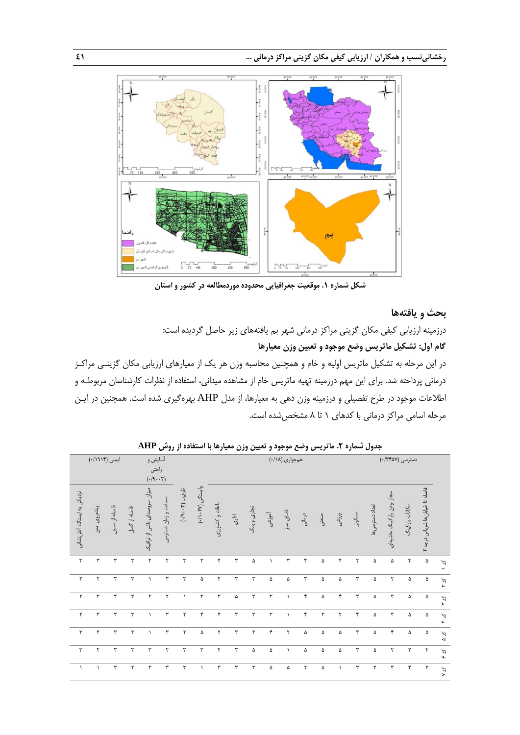**شکل شماره ۱. موقعیت جغرافیایی محدوده موردمطالعه در کشور و استان**

## بحث و یافته‌ها

درزمینه ارزیابی کیفی مکان گزینی مراکز درمانی شهر بم یافته‌های زیر حاصل گردیده است:

### گام اول: تشکیل ماتریس وضع موجود و تعیین وزن معیارها

در این مرحله به تشکیل ماتریس اولیه و خام و همچنین محاسبه وزن هر یک از معیارهای ارزیابی مکان گزینی مراکز درمانی پرداخته شد. برای این مهم درزمینه تهیه ماتریس خام از مشاهده میدانی، استفاده از نظرات کارشناسان مربوطه و اطلاعات موجود در طرح تفصیلی و درزمینه وزن دهی به معیارها، از مدل AHP بهره‌گیری شده است. همچنین در این مرحله اسامی مراکز درمانی با کدهای ۱ تا ۸ مشخص‌شده است.

**جدول شماره ۲. ماتریس وضع موجود و تعیین وزن معیارها با استفاده از روش AHP**

| | دسترسی (۰/۳۴۵۷) | | | | همجواری (۰/۱۸) | | | | | | | | | وابستگی (۰/۱۰۳۷) | ظرفیت (۰/۹۰۰۳) | آسایش و راحتی (۰/۹۰۰۳) | | ایمنی (۰/۱۹۱۴) | | | |
|---|---|---|---|---|---|---|---|---|---|---|---|---|---|---|---|---|---|---|---|---|---|
| | فاصله تا خیابان‌ها شریانی درجه ۲ | امکانات پارکینگ | مجاز بودن پارکینگ حاشیه‌ای | تعداد دسترسی‌ها | مسکونی | ورزشی | صنعتی | درمانی | فضای سبز | آموزشی | تجاری و بانک | اداری | باغات و کشاورزی | | | مسافت و زمان دسترسی | میزان سروصدای ناشی از ترافیک | فاصله از گسل | فاصله از مسیل | پیاده‌روی ایمن | نزدیکی به ایستگاه آتش‌نشانی |
| کد ۱ | ۵ | ۴ | ۵ | ۵ | ۲ | ۴ | ۵ | ۴ | ۳ | ۱ | ۵ | ۳ | ۴ | ۳ | ۳ | ۲ | ۲ | ۳ | ۳ | ۳ | ۳ |
| کد ۲ | ۵ | ۵ | ۲ | ۵ | ۳ | ۵ | ۵ | ۳ | ۵ | ۵ | ۳ | ۳ | ۴ | ۵ | ۳ | ۳ | ۱ | ۳ | ۳ | ۲ | ۲ |
| کد ۳ | ۵ | ۵ | ۳ | ۵ | ۳ | ۴ | ۵ | ۴ | ۱ | ۳ | ۳ | ۵ | ۳ | ۳ | ۱ | ۲ | ۲ | ۳ | ۳ | ۳ | ۲ |
| کد ۴ | ۵ | ۵ | ۳ | ۵ | ۴ | ۲ | ۳ | ۴ | ۱ | ۳ | ۳ | ۳ | ۴ | ۴ | ۲ | ۳ | ۱ | ۳ | ۳ | ۳ | ۲ |
| کد ۵ | ۵ | ۵ | ۴ | ۵ | ۳ | ۵ | ۵ | ۵ | ۲ | ۴ | ۳ | ۳ | ۲ | ۵ | ۲ | ۳ | ۱ | ۳ | ۳ | ۳ | ۳ |
| کد ۶ | ۴ | ۲ | ۲ | ۵ | ۳ | ۵ | ۵ | ۵ | ۱ | ۵ | ۵ | ۳ | ۴ | ۳ | ۳ | ۲ | ۳ | ۳ | ۳ | ۲ | ۳ |
| کد ۷ | ۲ | ۴ | ۳ | ۲ | ۳ | ۱ | ۵ | ۲ | ۵ | ۵ | ۳ | ۳ | ۳ | ۱ | ۳ | ۳ | ۳ | ۲ | ۳ | ۱ | ۱ |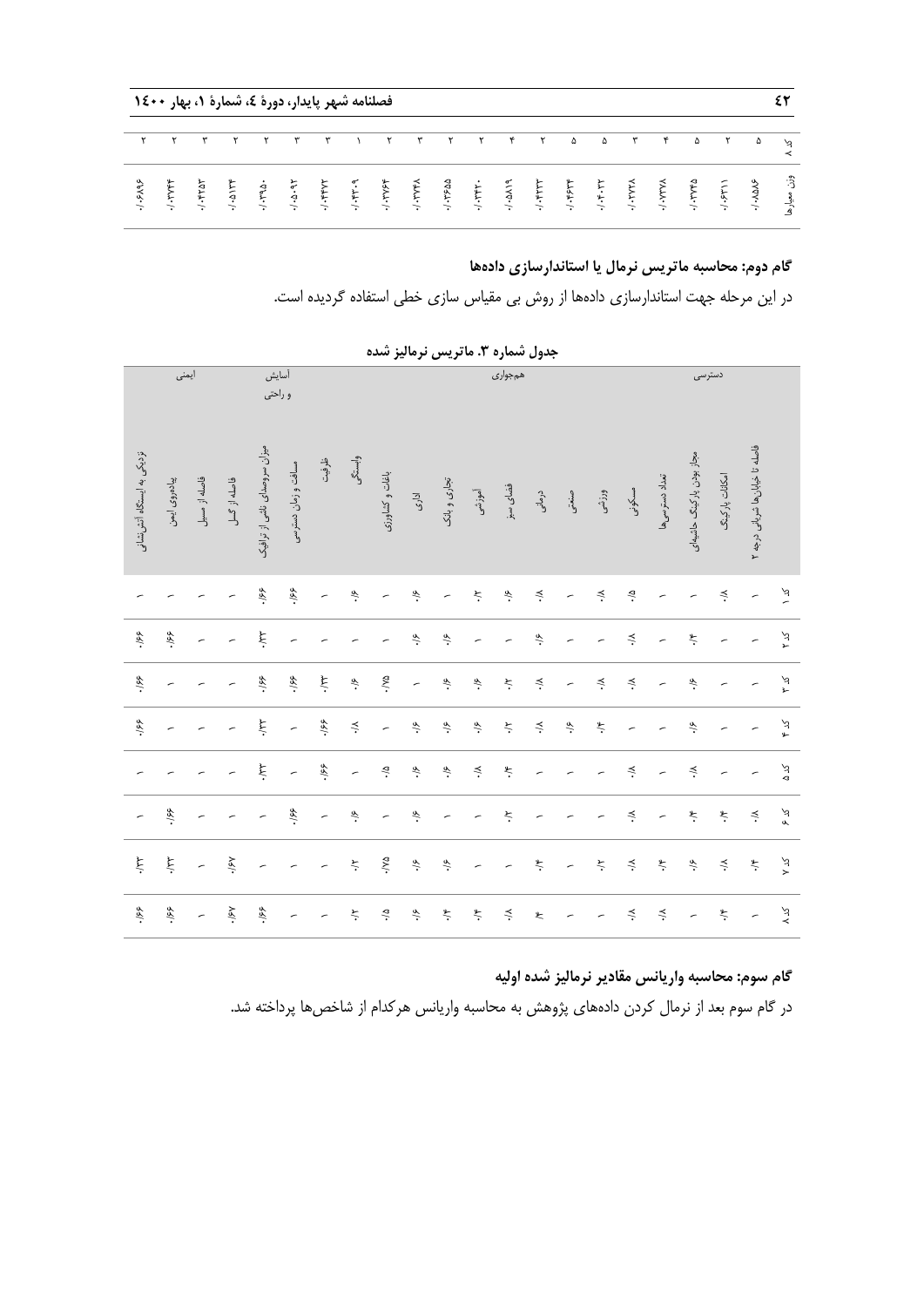| | فاصله تا خیابان‌ها شریانی درجه ۲ | امکانات پارکینگ | مجاز بودن پارکینگ حاشیه‌ای | تعداد دسترسی‌ها | مسکونی | ورزشی | صنعتی | درمانی | فضای سبز | آموزشی | تجاری و بانک | اداری | باغات و کشاورزی | وابستگی | ظرفیت | مسافت و زمان دسترسی | میزان سروصدای ناشی از ترافیک | فاصله از گسل | فاصله از مسیل | پیاده‌روی ایمن | نزدیکی به ایستگاه آتش‌نشانی |
|---|---|---|---|---|---|---|---|---|---|---|---|---|---|---|---|---|---|---|---|---|---|
| کد ۸ | ۵ | ۲ | ۵ | ۴ | ۳ | ۵ | ۵ | ۲ | ۴ | ۲ | ۲ | ۳ | ۲ | ۱ | ۳ | ۳ | ۲ | ۲ | ۳ | ۲ | ۲ |
| وزن معیارها | ۰/۰۸۵۸۶ | ۰/۰۶۳۱۱ | ۰/۰۳۷۴۵ | ۰/۰۷۳۷۸ | ۰/۰۲۷۲۸ | ۰/۰۳۰۳۲ | ۰/۰۴۶۳۴ | ۰/۰۴۳۳۳ | ۰/۰۵۸۱۹ | ۰/۰۳۲۰ | ۰/۰۳۶۵۵ | ۰/۰۳۷۲۸ | ۰/۰۳۷۶۴ | ۰/۰۳۰۹ | ۰/۰۴۴۷۲ | ۰/۰۵۰۹۲ | ۰/۰۳۹۵۰ | ۰/۰۵۱۲۴ | ۰/۰۴۲۵۳ | ۰/۰۳۷۴۴ | ۰/۰۶۸۹۶ |

**گام دوم: محاسبه ماتریس نرمال یا استانداردسازی داده‌ها**

در این مرحله جهت استانداردسازی داده‌ها از روش بی مقیاس سازی خطی استفاده گردیده است.

**جدول شماره ۳. ماتریس نرمالیز شده**

| | دسترسی | | | | همجواری | | | | | | | | | آسایش و راحتی | | | | ایمنی | | | |
|---|---|---|---|---|---|---|---|---|---|---|---|---|---|---|---|---|---|---|---|---|---|
| | فاصله تا خیابان‌ها شریانی درجه ۲ | امکانات پارکینگ | مجاز بودن پارکینگ حاشیه‌ای | تعداد دسترسی‌ها | مسکونی | ورزشی | صنعتی | درمانی | فضای سبز | آموزشی | تجاری و بانک | اداری | باغات و کشاورزی | وابستگی | ظرفیت | مسافت و زمان دسترسی | میزان سروصدای ناشی از ترافیک | فاصله از گسل | فاصله از مسیل | پیاده‌روی ایمن | نزدیکی به ایستگاه آتش‌نشانی |
| کد ۱ | - | ۰/۸ | - | - | ۰/۵ | ۰/۸ | - | ۰/۸ | ۰/۶ | ۰/۲ | - | ۰/۶ | - | ۰/۶ | - | ۰/۶۶ | ۰/۶۶ | - | - | - | - |
| کد ۲ | - | - | ۰/۴ | - | ۰/۸ | - | - | ۰/۶ | - | - | ۰/۶ | ۰/۶ | - | - | - | - | ۰/۳۳ | - | - | ۰/۶۶ | ۰/۶۶ |
| کد ۳ | - | - | ۰/۶ | - | ۰/۸ | ۰/۸ | - | ۰/۸ | ۰/۲ | ۰/۶ | ۰/۶ | - | ۰/۷۵ | ۰/۶ | ۰/۳۳ | ۰/۶۶ | ۰/۶۶ | - | - | - | ۰/۶۶ |
| کد ۴ | - | - | ۰/۶ | - | - | ۰/۴ | ۰/۶ | ۰/۸ | ۰/۲ | ۰/۶ | ۰/۶ | ۰/۶ | - | ۰/۸ | ۰/۶۶ | - | ۰/۳۳ | - | - | - | ۰/۶۶ |
| کد ۵ | - | - | ۰/۸ | - | ۰/۸ | - | - | - | ۰/۴ | ۰/۸ | ۰/۶ | ۰/۶ | ۰/۵ | - | ۰/۶۶ | - | ۰/۳۳ | - | - | - | - |
| کد ۶ | ۰/۸ | ۰/۴ | ۰/۴ | - | ۰/۸ | - | - | - | ۰/۲ | - | - | ۰/۶ | - | ۰/۶ | - | ۰/۶۶ | - | - | - | ۰/۶۶ | - |
| کد ۷ | ۰/۴ | ۰/۸ | ۰/۶ | ۰/۴ | ۰/۸ | ۰/۲ | - | ۰/۴ | - | - | ۰/۶ | ۰/۶ | ۰/۷۵ | ۰/۲ | - | - | - | ۰/۶۷ | - | ۰/۳۳ | ۰/۳۳ |
| کد ۸ | - | ۰/۴ | - | ۰/۸ | ۰/۸ | - | - | ۰/۴ | ۰/۸ | ۰/۴ | ۰/۴ | ۰/۶ | ۰/۵ | ۰/۲ | - | - | ۰/۶۶ | ۰/۶۷ | - | ۰/۶۶ | ۰/۶۶ |

**گام سوم: محاسبه واریانس مقادیر نرمالیز شده اولیه**

در گام سوم بعد از نرمال کردن داده‌های پژوهش به محاسبه واریانس هرکدام از شاخص‌ها پرداخته شد.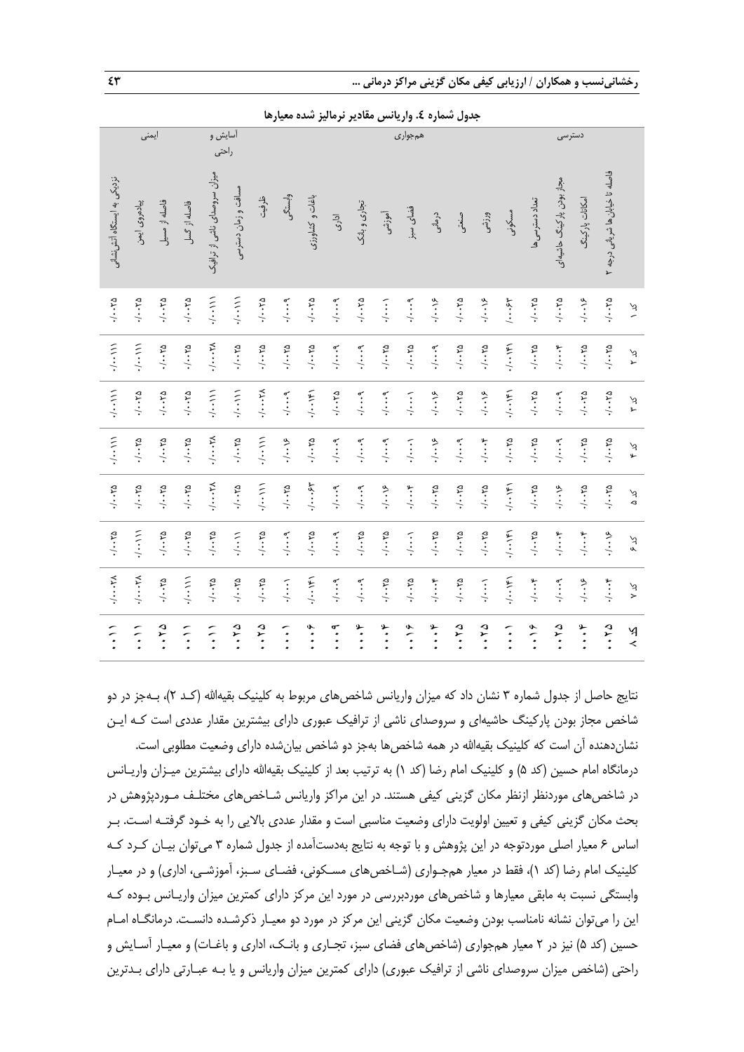**جدول شماره ٤. واریانس مقادیر نرمالیز شده معیارها**

| | دسترسی | | | | همجواری | | | | | | | | | | | | آسایش و راحتی | | ایمنی | | | |
|---|---|---|---|---|---|---|---|---|---|---|---|---|---|---|---|---|---|---|---|---|---|---|
| | فاصله تا خیابان‌ها شریانی درجه ۲ | امکانات پارکینگ | مجاز بودن پارکینگ حاشیه‌ای | تعداد دسترسی‌ها | مسکونی | ورزشی | صنعتی | درمانی | فضای سبز | آموزشی | تجاری و بانک | اداری | باغات و کشاورزی | وابستگی | ظرفیت | مسافت و زمان دسترسی | میزان سروصدای ناشی از ترافیک | فاصله از گسل | فاصله از مسیل | پیاده‌روی ایمن | نزدیکی به ایستگاه آتش‌نشانی |
| کد ۱ | ۰/۰۲۵ | ۰/۰۱۶ | ۰/۰۲۵ | ۰/۰۲۵ | ۰/۰۰۶۳ | ۰/۰۱۶ | ۰/۰۲۵ | ۰/۰۱۶ | ۰/۰۰۹ | ۰/۰۰۱ | ۰/۰۲۵ | ۰/۰۰۹ | ۰/۰۲۵ | ۰/۰۰۹ | ۰/۰۲۵ | ۰/۰۱۱۱ | ۰/۰۱۱۱ | ۰/۰۲۵ | ۰/۰۲۵ | ۰/۰۲۵ | ۰/۰۲۵ |
| کد ۲ | ۰/۰۲۵ | ۰/۰۲۵ | ۰/۰۰۴ | ۰/۰۲۵ | ۰/۰۱۴ | ۰/۰۲۵ | ۰/۰۲۵ | ۰/۰۰۹ | ۰/۰۲۵ | ۰/۰۲۵ | ۰/۰۰۹ | ۰/۰۰۹ | ۰/۰۲۵ | ۰/۰۲۵ | ۰/۰۲۵ | ۰/۰۲۵ | ۰/۰۰۲۸ | ۰/۰۲۵ | ۰/۰۲۵ | ۰/۰۱۱۱ | ۰/۰۱۱۱ |
| کد ۳ | ۰/۰۲۵ | ۰/۰۲۵ | ۰/۰۰۹ | ۰/۰۲۵ | ۰/۰۱۴ | ۰/۰۱۶ | ۰/۰۲۵ | ۰/۰۱۶ | ۰/۰۰۱ | ۰/۰۰۹ | ۰/۰۰۹ | ۰/۰۲۵ | ۰/۰۱۴ | ۰/۰۰۹ | ۰/۰۰۲۸ | ۰/۰۱۱۱ | ۰/۰۱۱۱ | ۰/۰۲۵ | ۰/۰۲۵ | ۰/۰۲۵ | ۰/۰۱۱۱ |
| کد ۴ | ۰/۰۲۵ | ۰/۰۲۵ | ۰/۰۰۹ | ۰/۰۲۵ | ۰/۰۲۵ | ۰/۰۰۴ | ۰/۰۰۹ | ۰/۰۱۶ | ۰/۰۰۱ | ۰/۰۰۹ | ۰/۰۰۹ | ۰/۰۰۹ | ۰/۰۲۵ | ۰/۰۱۶ | ۰/۰۱۱۱ | ۰/۰۲۵ | ۰/۰۰۲۸ | ۰/۰۲۵ | ۰/۰۲۵ | ۰/۰۲۵ | ۰/۰۱۱۱ |
| کد ۵ | ۰/۰۲۵ | ۰/۰۲۵ | ۰/۰۱۶ | ۰/۰۲۵ | ۰/۰۱۴ | ۰/۰۲۵ | ۰/۰۲۵ | ۰/۰۲۵ | ۰/۰۰۴ | ۰/۰۱۶ | ۰/۰۰۹ | ۰/۰۰۹ | ۰/۰۰۶۳ | ۰/۰۲۵ | ۰/۰۱۱۱ | ۰/۰۲۵ | ۰/۰۰۲۸ | ۰/۰۲۵ | ۰/۰۲۵ | ۰/۰۲۵ | ۰/۰۲۵ |
| کد ۶ | ۰/۰۱۶ | ۰/۰۰۴ | ۰/۰۰۴ | ۰/۰۲۵ | ۰/۰۱۴ | ۰/۰۲۵ | ۰/۰۲۵ | ۰/۰۲۵ | ۰/۰۰۱ | ۰/۰۲۵ | ۰/۰۲۵ | ۰/۰۰۹ | ۰/۰۲۵ | ۰/۰۰۹ | ۰/۰۲۵ | ۰/۰۰۱ | ۰/۰۲۵ | ۰/۰۲۵ | ۰/۰۲۵ | ۰/۰۱۱۱ | ۰/۰۲۵ |
| کد ۷ | ۰/۰۰۴ | ۰/۰۱۶ | ۰/۰۰۹ | ۰/۰۰۴ | ۰/۰۱۴ | ۰/۰۰۱ | ۰/۰۲۵ | ۰/۰۰۴ | ۰/۰۲۵ | ۰/۰۲۵ | ۰/۰۰۹ | ۰/۰۰۹ | ۰/۰۱۴ | ۰/۰۰۱ | ۰/۰۲۵ | ۰/۰۲۵ | ۰/۰۲۵ | ۰/۰۱۱۱ | ۰/۰۲۵ | ۰/۰۰۲۸ | ۰/۰۰۲۸ |
| کد ۸ | ۰/۰۲۵ | ۰/۰۰۴ | ۰/۰۲۵ | ۰/۰۱۶ | ۰/۰۰۱ | ۰/۰۲۵ | ۰/۰۲۵ | ۰/۰۰۴ | ۰/۰۱۶ | ۰/۰۰۴ | ۰/۰۰۴ | ۰/۰۰۹ | ۰/۰۰۶ | ۰/۰۰۱ | ۰/۰۲۵ | ۰/۰۲۵ | ۰/۰۰۱ | ۰/۰۰۱ | ۰/۰۲۵ | ۰/۰۰۱ | ۰/۰۰۱ |

نتایج حاصل از جدول شماره ۳ نشان داد که میزان واریانس شاخص‌های مربوط به کلینیک بقیه‌الله (کد ۲)، به‌جز در دو شاخص مجاز بودن پارکینگ حاشیه‌ای و سروصدای ناشی از ترافیک عبوری دارای بیشترین مقدار عددی است که این نشان‌دهنده آن است که کلینیک بقیه‌الله در همه شاخص‌ها به‌جز دو شاخص بیان‌شده دارای وضعیت مطلوبی است.

درمانگاه امام حسین (کد ۵) و کلینیک امام رضا (کد ۱) به ترتیب بعد از کلینیک بقیه‌الله دارای بیشترین میزان واریانس در شاخص‌های موردنظر ازنظر مکان گزینی کیفی هستند. در این مراکز واریانس شاخص‌های مختلف موردپژوهش در بحث مکان گزینی کیفی و تعیین اولویت دارای وضعیت مناسبی است و مقدار عددی بالایی را به خود گرفته است. بر اساس ۶ معیار اصلی موردتوجه در این پژوهش و با توجه به نتایج به‌دست‌آمده از جدول شماره ۳ می‌توان بیان کرد که کلینیک امام رضا (کد ۱)، فقط در معیار همجواری (شاخص‌های مسکونی، فضای سبز، آموزشی، اداری) و در معیار وابستگی نسبت به مابقی معیارها و شاخص‌های موردبررسی در مورد این مرکز دارای کمترین میزان واریانس بوده که این را می‌توان نشانه نامناسب بودن وضعیت مکان گزینی این مرکز در مورد دو معیار ذکرشده دانست. درمانگاه امام حسین (کد ۵) نیز در ۲ معیار همجواری (شاخص‌های فضای سبز، تجاری و بانک، اداری و باغات) و معیار آسایش و راحتی (شاخص میزان سروصدای ناشی از ترافیک عبوری) دارای کمترین میزان واریانس و یا به عبارتی دارای بدترین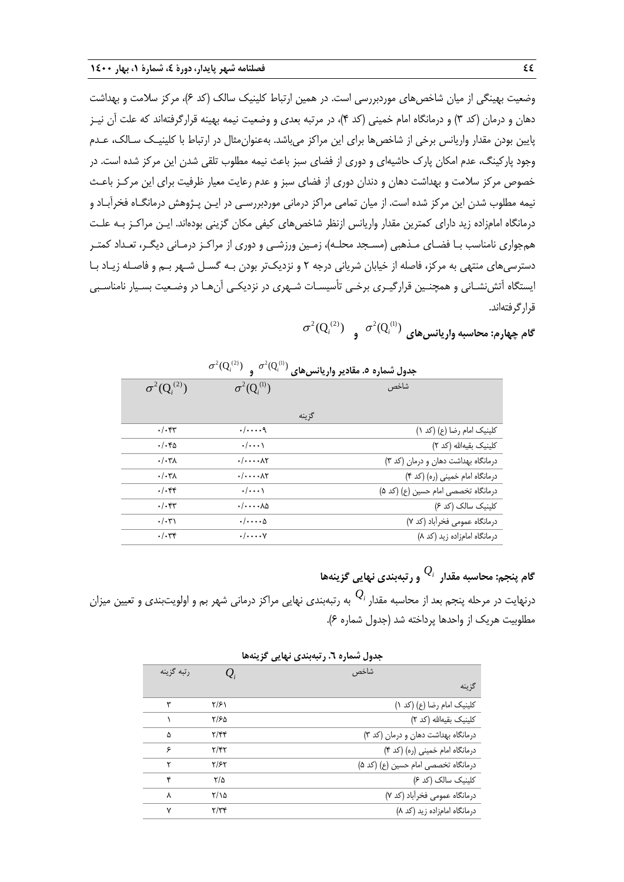وضعیت بهینگی از میان شاخص‌های موردبررسی است. در همین ارتباط کلینیک سالک (کد ۶)، مرکز سلامت و بهداشت دهان و درمان (کد ۳) و درمانگاه امام خمینی (کد ۴)، در مرتبه بعدی و وضعیت نیمه بهینه قرارگرفته‌اند که علت آن نیز پایین بودن مقدار واریانس برخی از شاخص‌ها برای این مراکز می‌باشد. به‌عنوان‌مثال در ارتباط با کلینیک سالک، عدم وجود پارکینگ، عدم امکان پارک حاشیه‌ای و دوری از فضای سبز باعث نیمه مطلوب تلقی شدن این مرکز شده است. در خصوص مرکز سلامت و بهداشت دهان و دندان دوری از فضای سبز و عدم رعایت معیار ظرفیت برای این مرکز باعث نیمه مطلوب شدن این مرکز شده است. از میان تمامی مراکز درمانی موردبررسی در این پژوهش درمانگاه فخرآباد و درمانگاه امامزاده زید دارای کمترین مقدار واریانس ازنظر شاخص‌های کیفی مکان گزینی بوده‌اند. این مراکز به علت هم‌جواری نامناسب با فضای مذهبی (مسجد محله)، زمین ورزشی و دوری از مراکز درمانی دیگر، تعداد کمتر دسترسی‌های منتهی به مرکز، فاصله از خیابان شریانی درجه ۲ و نزدیک‌تر بودن به گسل شهر بم و فاصله زیاد با ایستگاه آتش‌نشانی و همچنین قرارگیری برخی تأسیسات شهری در نزدیکی آن‌ها در وضعیت بسیار نامناسبی قرارگرفته‌اند.

**گام چهارم: محاسبه واریانس‌های $\sigma^2(Q_i^{(1)})$ و $\sigma^2(Q_i^{(2)})$**

**جدول شماره ۵. مقادیر واریانس‌های $\sigma^2(Q_i^{(1)})$ و $\sigma^2(Q_i^{(2)})$**

| شاخص / گزینه | $\sigma^2(Q_i^{(1)})$ | $\sigma^2(Q_i^{(2)})$ |
|---|---|---|
| کلینیک امام رضا (ع) (کد ۱) | ۰/۰۰۰۰۹ | ۰/۰۴۳ |
| کلینیک بقیه‌الله (کد ۲) | ۰/۰۰۰۱ | ۰/۰۴۵ |
| درمانگاه بهداشت دهان و درمان (کد ۳) | ۰/۰۰۰۰۸۲ | ۰/۰۳۸ |
| درمانگاه امام خمینی (ره) (کد ۴) | ۰/۰۰۰۰۸۲ | ۰/۰۳۸ |
| درمانگاه تخصصی امام حسین (ع) (کد ۵) | ۰/۰۰۰۱ | ۰/۰۴۴ |
| کلینیک سالک (کد ۶) | ۰/۰۰۰۰۸۵ | ۰/۰۴۳ |
| درمانگاه عمومی فخرآباد (کد ۷) | ۰/۰۰۰۰۵ | ۰/۰۳۱ |
| درمانگاه امامزاده زید (کد ۸) | ۰/۰۰۰۰۷ | ۰/۰۳۴ |

**گام پنجم: محاسبه مقدار $Q_i$ و رتبه‌بندی نهایی گزینه‌ها**

درنهایت در مرحله پنجم بعد از محاسبه مقدار $Q_i$ به رتبه‌بندی نهایی مراکز درمانی شهر بم و اولویت‌بندی و تعیین میزان مطلوبیت هریک از واحدها پرداخته شد (جدول شماره ۶).

**جدول شماره ٦. رتبه‌بندی نهایی گزینه‌ها**

| شاخص / گزینه | $Q_i$ | رتبه گزینه |
|---|---|---|
| کلینیک امام رضا (ع) (کد ۱) | ۲/۶۱ | ۳ |
| کلینیک بقیه‌الله (کد ۲) | ۲/۶۵ | ۱ |
| درمانگاه بهداشت دهان و درمان (کد ۳) | ۲/۴۴ | ۵ |
| درمانگاه امام خمینی (ره) (کد ۴) | ۲/۴۲ | ۶ |
| درمانگاه تخصصی امام حسین (ع) (کد ۵) | ۲/۶۲ | ۲ |
| کلینیک سالک (کد ۶) | ۲/۵ | ۴ |
| درمانگاه عمومی فخرآباد (کد ۷) | ۲/۱۵ | ۸ |
| درمانگاه امامزاده زید (کد ۸) | ۲/۳۴ | ۷ |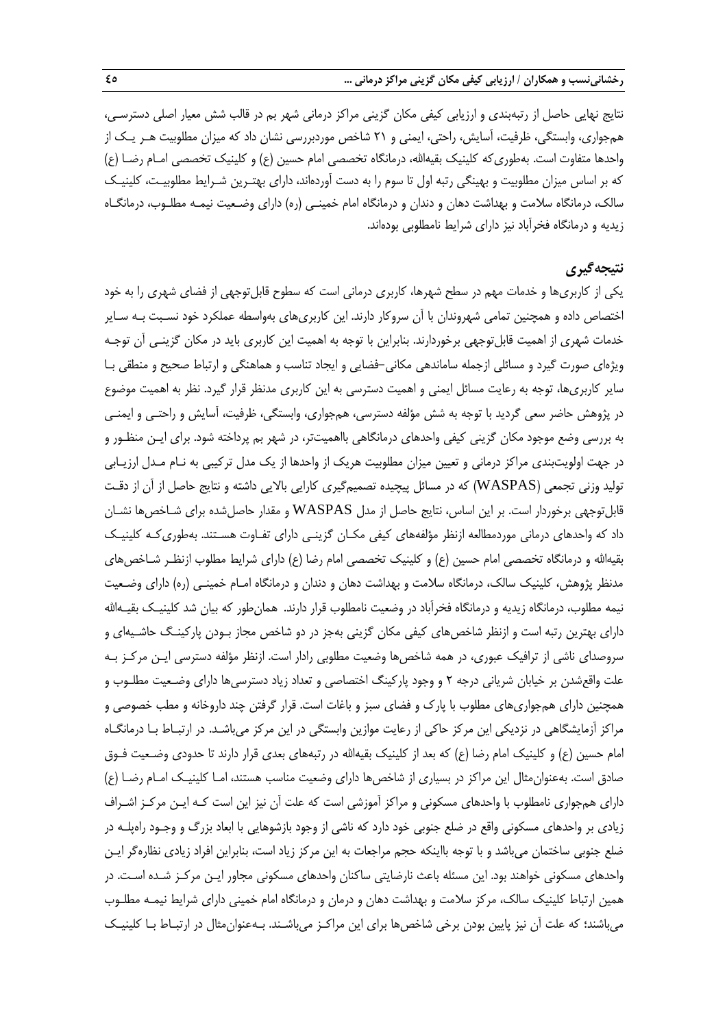نتایج نهایی حاصل از رتبه‌بندی و ارزیابی کیفی مکان گزینی مراکز درمانی شهر بم در قالب شش معیار اصلی دسترسی، هم‌جواری، وابستگی، ظرفیت، آسایش، راحتی، ایمنی و ۲۱ شاخص موردبررسی نشان داد که میزان مطلوبیت هر یک از واحدها متفاوت است. به‌طوری‌که کلینیک بقیه‌الله، درمانگاه تخصصی امام حسین (ع) و کلینیک تخصصی امام رضا (ع) که بر اساس میزان مطلوبیت و بهینگی رتبه اول تا سوم را به دست آورده‌اند، دارای بهترین شرایط مطلوبیت، کلینیک سالک، درمانگاه سلامت و بهداشت دهان و دندان و درمانگاه امام خمینی (ره) دارای وضعیت نیمه مطلوب، درمانگاه زیدیه و درمانگاه فخرآباد نیز دارای شرایط نامطلوبی بوده‌اند.

## نتیجه‌گیری

یکی از کاربری‌ها و خدمات مهم در سطح شهرها، کاربری درمانی است که سطوح قابل‌توجهی از فضای شهری را به خود اختصاص داده و همچنین تمامی شهروندان با آن سروکار دارند. این کاربری‌های به‌واسطه عملکرد خود نسبت به سایر خدمات شهری از اهمیت قابل‌توجهی برخوردارند. بنابراین با توجه به اهمیت این کاربری باید در مکان گزینی آن توجه ویژه‌ای صورت گیرد و مسائلی ازجمله ساماندهی مکانی-فضایی و ایجاد تناسب و هماهنگی و ارتباط صحیح و منطقی با سایر کاربری‌ها، توجه به رعایت مسائل ایمنی و اهمیت دسترسی به این کاربری مدنظر قرار گیرد. نظر به اهمیت موضوع در پژوهش حاضر سعی گردید با توجه به شش مؤلفه دسترسی، هم‌جواری، وابستگی، ظرفیت، آسایش و راحتی و ایمنی به بررسی وضع موجود مکان گزینی کیفی واحدهای درمانگاهی بااهمیت‌تر، در شهر بم پرداخته شود. برای این منظور و در جهت اولویت‌بندی مراکز درمانی و تعیین میزان مطلوبیت هریک از واحدها از یک مدل ترکیبی به نام مدل ارزیابی تولید وزنی تجمعی (WASPAS) که در مسائل پیچیده تصمیم‌گیری کارایی بالایی داشته و نتایج حاصل از آن از دقت قابل‌توجهی برخوردار است. بر این اساس، نتایج حاصل از مدل WASPAS و مقدار حاصل‌شده برای شاخص‌ها نشان داد که واحدهای درمانی موردمطالعه ازنظر مؤلفه‌های کیفی مکان گزینی دارای تفاوت هستند. به‌طوری‌که کلینیک بقیه‌الله و درمانگاه تخصصی امام حسین (ع) و کلینیک تخصصی امام رضا (ع) دارای شرایط مطلوب ازنظر شاخص‌های مدنظر پژوهش، کلینیک سالک، درمانگاه سلامت و بهداشت دهان و دندان و درمانگاه امام خمینی (ره) دارای وضعیت نیمه مطلوب، درمانگاه زیدیه و درمانگاه فخرآباد در وضعیت نامطلوب قرار دارند. همان‌طور که بیان شد کلینیک بقیه‌الله دارای بهترین رتبه است و ازنظر شاخص‌های کیفی مکان گزینی به‌جز در دو شاخص مجاز بودن پارکینگ حاشیه‌ای و سروصدای ناشی از ترافیک عبوری، در همه شاخص‌ها وضعیت مطلوبی رادار است. ازنظر مؤلفه دسترسی این مرکز به علت واقع‌شدن بر خیابان شریانی درجه ۲ و وجود پارکینگ اختصاصی و تعداد زیاد دسترسی‌ها دارای وضعیت مطلوب و همچنین دارای هم‌جواری‌های مطلوب با پارک و فضای سبز و باغات است. قرار گرفتن چند داروخانه و مطب خصوصی و مراکز آزمایشگاهی در نزدیکی این مرکز حاکی از رعایت موازین وابستگی در این مرکز می‌باشد. در ارتباط با درمانگاه امام حسین (ع) و کلینیک امام رضا (ع) که بعد از کلینیک بقیه‌الله در رتبه‌های بعدی قرار دارند تا حدودی وضعیت فوق صادق است. به‌عنوان‌مثال این مراکز در بسیاری از شاخص‌ها دارای وضعیت مناسب هستند، اما کلینیک امام رضا (ع) دارای هم‌جواری نامطلوب با واحدهای مسکونی و مراکز آموزشی است که علت آن نیز این است که این مرکز اشراف زیادی بر واحدهای مسکونی واقع در ضلع جنوبی خود دارد که ناشی از وجود بازشوهایی با ابعاد بزرگ و وجود راه‌پله در ضلع جنوبی ساختمان می‌باشد و با توجه بااینکه حجم مراجعات به این مرکز زیاد است، بنابراین افراد زیادی نظاره‌گر این واحدهای مسکونی خواهند بود. این مسئله باعث نارضایتی ساکنان واحدهای مسکونی مجاور این مرکز شده است. در همین ارتباط کلینیک سالک، مرکز سلامت و بهداشت دهان و درمان و درمانگاه امام خمینی دارای شرایط نیمه مطلوب می‌باشند؛ که علت آن نیز پایین بودن برخی شاخص‌ها برای این مراکز می‌باشند. به‌عنوان‌مثال در ارتباط با کلینیک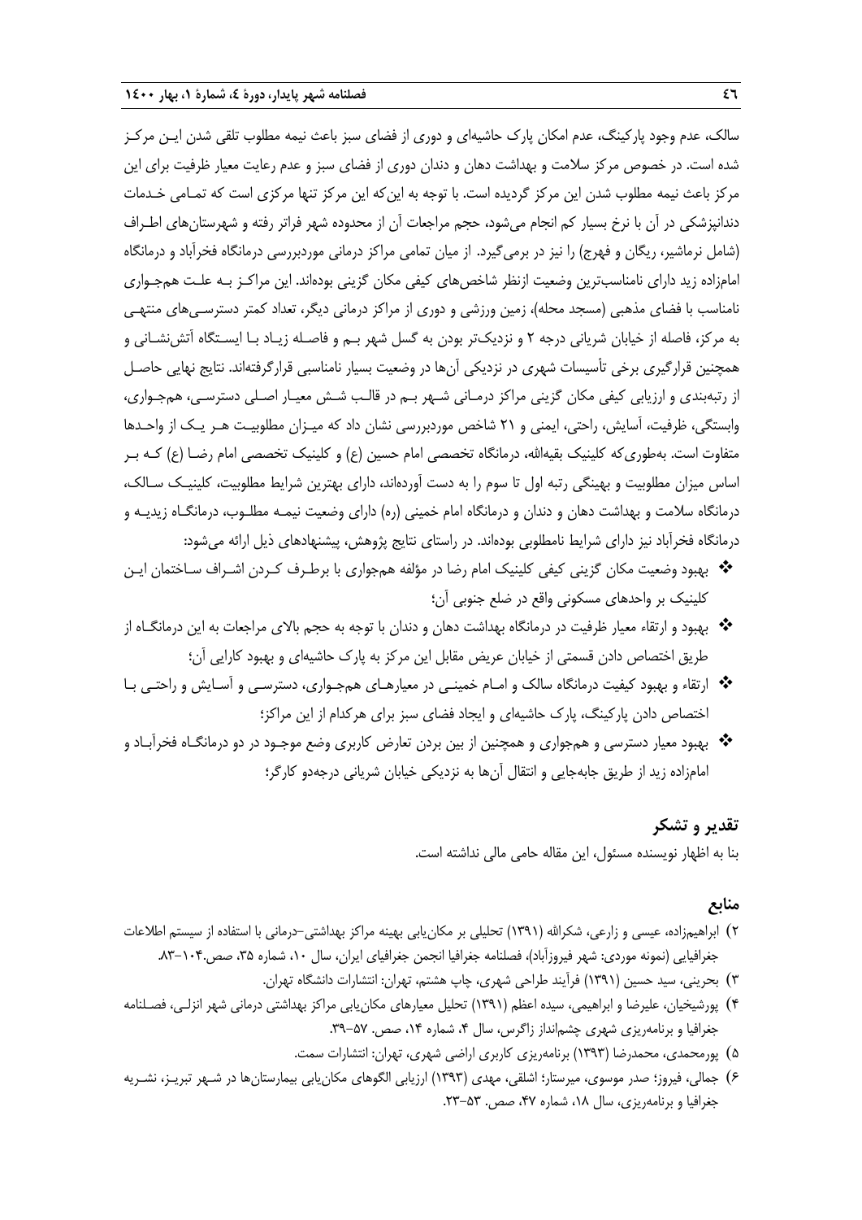سالک، عدم وجود پارکینگ، عدم امکان پارک حاشیه‌ای و دوری از فضای سبز باعث نیمه مطلوب تلقی شدن این مرکز شده است. در خصوص مرکز سلامت و بهداشت دهان و دندان دوری از فضای سبز و عدم رعایت معیار ظرفیت برای این مرکز باعث نیمه مطلوب شدن این مرکز گردیده است. با توجه به این‌که این مرکز تنها مرکزی است که تمامی خدمات دندانپزشکی در آن با نرخ بسیار کم انجام می‌شود، حجم مراجعات آن از محدوده شهر فراتر رفته و شهرستان‌های اطراف (شامل نرماشیر، ریگان و فهرج) را نیز در برمی‌گیرد. از میان تمامی مراکز درمانی موردبررسی درمانگاه فخرآباد و درمانگاه امامزاده زید دارای نامناسب‌ترین وضعیت ازنظر شاخص‌های کیفی مکان گزینی بوده‌اند. این مراکز به علت هم‌جواری نامناسب با فضای مذهبی (مسجد محله)، زمین ورزشی و دوری از مراکز درمانی دیگر، تعداد کمتر دسترسی‌های منتهی به مرکز، فاصله از خیابان شریانی درجه ۲ و نزدیک‌تر بودن به گسل شهر بم و فاصله زیاد با ایستگاه آتش‌نشانی و همچنین قرارگیری برخی تأسیسات شهری در نزدیکی آن‌ها در وضعیت بسیار نامناسبی قرارگرفته‌اند. نتایج نهایی حاصل از رتبه‌بندی و ارزیابی کیفی مکان گزینی مراکز درمانی شهر بم در قالب شش معیار اصلی دسترسی، هم‌جواری، وابستگی، ظرفیت، آسایش، راحتی، ایمنی و ۲۱ شاخص موردبررسی نشان داد که میزان مطلوبیت هر یک از واحدها متفاوت است. به‌طوری‌که کلینیک بقیه‌الله، درمانگاه تخصصی امام حسین (ع) و کلینیک تخصصی امام رضا (ع) که بر اساس میزان مطلوبیت و بهینگی رتبه اول تا سوم را به دست آورده‌اند، دارای بهترین شرایط مطلوبیت، کلینیک سالک، درمانگاه سلامت و بهداشت دهان و دندان و درمانگاه امام خمینی (ره) دارای وضعیت نیمه مطلوب، درمانگاه زیدیه و درمانگاه فخرآباد نیز دارای شرایط نامطلوبی بوده‌اند. در راستای نتایج پژوهش، پیشنهادهای ذیل ارائه می‌شود:

- بهبود وضعیت مکان گزینی کیفی کلینیک امام رضا در مؤلفه هم‌جواری با برطرف کردن اشراف ساختمان این کلینیک بر واحدهای مسکونی واقع در ضلع جنوبی آن؛
- بهبود و ارتقاء معیار ظرفیت در درمانگاه بهداشت دهان و دندان با توجه به حجم بالای مراجعات به این درمانگاه از طریق اختصاص دادن قسمتی از خیابان عریض مقابل این مرکز به پارک حاشیه‌ای و بهبود کارایی آن؛
- ارتقاء و بهبود کیفیت درمانگاه سالک و امام خمینی در معیارهای هم‌جواری، دسترسی و آسایش و راحتی با اختصاص دادن پارکینگ، پارک حاشیه‌ای و ایجاد فضای سبز برای هرکدام از این مراکز؛
- بهبود معیار دسترسی و هم‌جواری و همچنین از بین بردن تعارض کاربری وضع موجود در دو درمانگاه فخرآباد و امامزاده زید از طریق جابه‌جایی و انتقال آن‌ها به نزدیکی خیابان شریانی درجه‌دو کارگر؛

## تقدیر و تشکر

بنا به اظهار نویسنده مسئول، این مقاله حامی مالی نداشته است.

## منابع

۲) ابراهیم‌زاده، عیسی و زارعی، شکرالله (۱۳۹۱) تحلیلی بر مکان‌یابی بهینه مراکز بهداشتی–درمانی با استفاده از سیستم اطلاعات جغرافیایی (نمونه موردی: شهر فیروزآباد)، فصلنامه جغرافیا انجمن جغرافیای ایران، سال ۱۰، شماره ۳۵، صص.۱۰۴–۸۳.

۳) بحرینی، سید حسین (۱۳۹۱) فرآیند طراحی شهری، چاپ هشتم، تهران: انتشارات دانشگاه تهران.

۴) پورشیخیان، علیرضا و ابراهیمی، سیده اعظم (۱۳۹۱) تحلیل معیارهای مکان‌یابی مراکز بهداشتی درمانی شهر انزلی، فصلنامه جغرافیا و برنامه‌ریزی شهری چشم‌انداز زاگرس، سال ۴، شماره ۱۴، صص. ۵۷–۳۹.

۵) پورمحمدی، محمدرضا (۱۳۹۳) برنامه‌ریزی کاربری اراضی شهری، تهران: انتشارات سمت.

۶) جمالی، فیروز؛ صدر موسوی، میرستار؛ اشلقی، مهدی (۱۳۹۳) ارزیابی الگوهای مکان‌یابی بیمارستان‌ها در شهر تبریز، نشریه جغرافیا و برنامه‌ریزی، سال ۱۸، شماره ۴۷، صص. ۵۳–۲۳.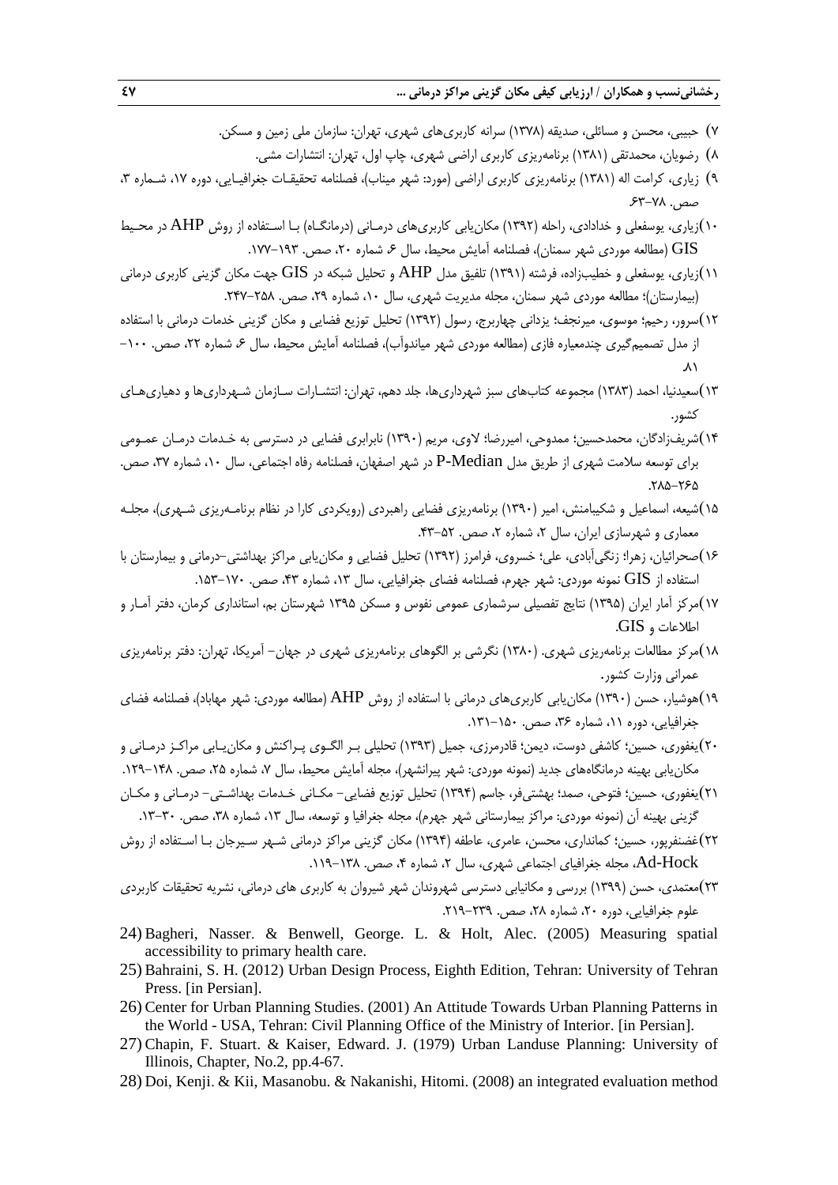۷) حبیبی، محسن و مسائلی، صدیقه (۱۳۷۸) سرانه کاربری‌های شهری، تهران: سازمان ملی زمین و مسکن.

۸) رضویان، محمدتقی (۱۳۸۱) برنامه‌ریزی کاربری اراضی شهری، چاپ اول، تهران: انتشارات مشی.

۹) زیاری، کرامت اله (۱۳۸۱) برنامه‌ریزی کاربری اراضی (مورد: شهر میناب)، فصلنامه تحقیقات جغرافیایی، دوره ۱۷، شماره ۳، صص. ۷۸-۶۳.

۱۰)زیاری، یوسفعلی و خدادادی، راحله (۱۳۹۲) مکان‌یابی کاربری‌های درمانی (درمانگاه) با استفاده از روش AHP در محیط GIS (مطالعه موردی شهر سمنان)، فصلنامه آمایش محیط، سال ۶، شماره ۲۰، صص. ۱۹۳-۱۷۷.

۱۱)زیاری، یوسفعلی و خطیب‌زاده، فرشته (۱۳۹۱) تلفیق مدل AHP و تحلیل شبکه در GIS جهت مکان گزینی کاربری درمانی (بیمارستان)؛ مطالعه موردی شهر سمنان، مجله مدیریت شهری، سال ۱۰، شماره ۲۹، صص. ۲۵۸-۲۴۷.

۱۲)سرور، رحیم؛ موسوی، میرنجف؛ یزدانی چهاربرج، رسول (۱۳۹۲) تحلیل توزیع فضایی و مکان گزینی خدمات درمانی با استفاده از مدل تصمیم‌گیری چندمعیاره فازی (مطالعه موردی شهر میاندوآب)، فصلنامه آمایش محیط، سال ۶، شماره ۲۲، صص. ۱۰۰-۸۱.

۱۳)سعیدنیا، احمد (۱۳۸۳) مجموعه کتاب‌های سبز شهرداری‌ها، جلد دهم، تهران: انتشارات سازمان شهرداری‌ها و دهیاری‌های کشور.

۱۴)شریف‌زادگان، محمدحسین؛ ممدوحی، امیررضا؛ لاوی، مریم (۱۳۹۰) نابرابری فضایی در دسترسی به خدمات درمان عمومی برای توسعه سلامت شهری از طریق مدل P-Median در شهر اصفهان، فصلنامه رفاه اجتماعی، سال ۱۰، شماره ۳۷، صص. ۲۸۵-۲۶۵.

۱۵)شیعه، اسماعیل و شکیبامنش، امیر (۱۳۹۰) برنامه‌ریزی فضایی راهبردی (رویکردی کارا در نظام برنامه‌ریزی شهری)، مجله معماری و شهرسازی ایران، سال ۲، شماره ۲، صص. ۵۲-۴۳.

۱۶)صحرائیان، زهرا؛ زنگی‌آبادی، علی؛ خسروی، فرامرز (۱۳۹۲) تحلیل فضایی و مکان‌یابی مراکز بهداشتی-درمانی و بیمارستان با استفاده از GIS نمونه موردی: شهر جهرم، فصلنامه فضای جغرافیایی، سال ۱۳، شماره ۴۳، صص. ۱۷۰-۱۵۳.

۱۷)مرکز آمار ایران (۱۳۹۵) نتایج تفصیلی سرشماری عمومی نفوس و مسکن ۱۳۹۵ شهرستان بم، استانداری کرمان، دفتر آمار و اطلاعات و GIS.

۱۸)مرکز مطالعات برنامه‌ریزی شهری. (۱۳۸۰) نگرشی بر الگوهای برنامه‌ریزی شهری در جهان- آمریکا، تهران: دفتر برنامه‌ریزی عمرانی وزارت کشور.

۱۹)هوشیار، حسن (۱۳۹۰) مکان‌یابی کاربری‌های درمانی با استفاده از روش AHP (مطالعه موردی: شهر مهاباد)، فصلنامه فضای جغرافیایی، دوره ۱۱، شماره ۳۶، صص. ۱۵۰-۱۳۱.

۲۰)یغفوری، حسین؛ کاشفی دوست، دیمن؛ قادرمرزی، جمیل (۱۳۹۳) تحلیلی بر الگوی پراکنش و مکان‌یابی مراکز درمانی و مکان‌یابی بهینه درمانگاه‌های جدید (نمونه موردی: شهر پیرانشهر)، مجله آمایش محیط، سال ۷، شماره ۲۵، صص. ۱۴۸-۱۲۹.

۲۱)یغفوری، حسین؛ فتوحی، صمد؛ بهشتی‌فر، جاسم (۱۳۹۴) تحلیل توزیع فضایی- مکانی خدمات بهداشتی- درمانی و مکان گزینی بهینه آن (نمونه موردی: مراکز بیمارستانی شهر جهرم)، مجله جغرافیا و توسعه، سال ۱۳، شماره ۳۸، صص. ۳۰-۱۳.

۲۲)غضنفرپور، حسین؛ کمانداری، محسن، عامری، عاطفه (۱۳۹۴) مکان گزینی مراکز درمانی شهر سیرجان با استفاده از روش Ad-Hock، مجله جغرافیای اجتماعی شهری، سال ۲، شماره ۴، صص. ۱۳۸-۱۱۹.

۲۳)معتمدی، حسن (۱۳۹۹) بررسی و مکانیابی دسترسی شهروندان شهر شیروان به کاربری های درمانی، نشریه تحقیقات کاربردی علوم جغرافیایی، دوره ۲۰، شماره ۲۸، صص. ۲۳۹-۲۱۹.

24) Bagheri, Nasser. & Benwell, George. L. & Holt, Alec. (2005) Measuring spatial accessibility to primary health care.

25) Bahraini, S. H. (2012) Urban Design Process, Eighth Edition, Tehran: University of Tehran Press. [in Persian].

26) Center for Urban Planning Studies. (2001) An Attitude Towards Urban Planning Patterns in the World - USA, Tehran: Civil Planning Office of the Ministry of Interior. [in Persian].

27) Chapin, F. Stuart. & Kaiser, Edward. J. (1979) Urban Landuse Planning: University of Illinois, Chapter, No.2, pp.4-67.

28) Doi, Kenji. & Kii, Masanobu. & Nakanishi, Hitomi. (2008) an integrated evaluation method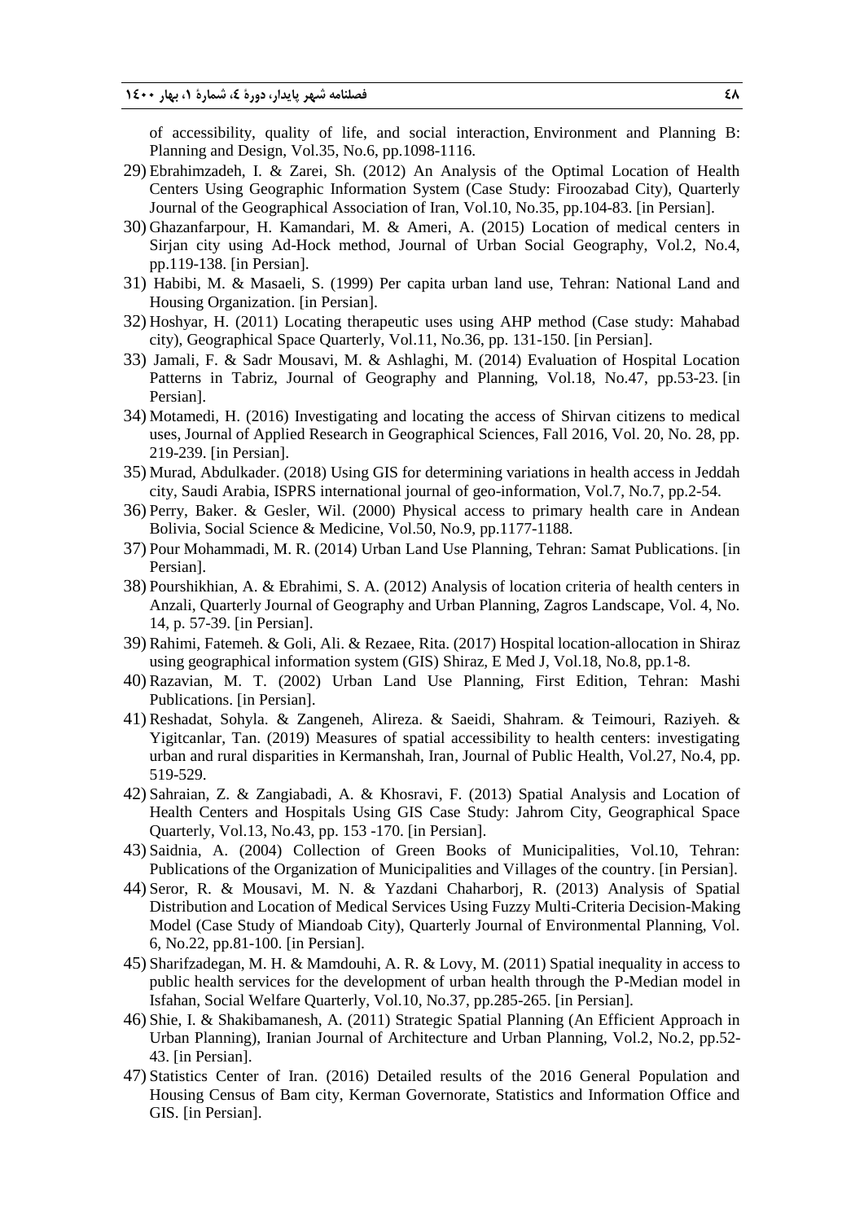of accessibility, quality of life, and social interaction, Environment and Planning B: Planning and Design, Vol.35, No.6, pp.1098-1116.

29) Ebrahimzadeh, I. & Zarei, Sh. (2012) An Analysis of the Optimal Location of Health Centers Using Geographic Information System (Case Study: Firoozabad City), Quarterly Journal of the Geographical Association of Iran, Vol.10, No.35, pp.104-83. [in Persian].

30) Ghazanfarpour, H. Kamandari, M. & Ameri, A. (2015) Location of medical centers in Sirjan city using Ad-Hock method, Journal of Urban Social Geography, Vol.2, No.4, pp.119-138. [in Persian].

31) Habibi, M. & Masaeli, S. (1999) Per capita urban land use, Tehran: National Land and Housing Organization. [in Persian].

32) Hoshyar, H. (2011) Locating therapeutic uses using AHP method (Case study: Mahabad city), Geographical Space Quarterly, Vol.11, No.36, pp. 131-150. [in Persian].

33) Jamali, F. & Sadr Mousavi, M. & Ashlaghi, M. (2014) Evaluation of Hospital Location Patterns in Tabriz, Journal of Geography and Planning, Vol.18, No.47, pp.53-23. [in Persian].

34) Motamedi, H. (2016) Investigating and locating the access of Shirvan citizens to medical uses, Journal of Applied Research in Geographical Sciences, Fall 2016, Vol. 20, No. 28, pp. 219-239. [in Persian].

35) Murad, Abdulkader. (2018) Using GIS for determining variations in health access in Jeddah city, Saudi Arabia, ISPRS international journal of geo-information, Vol.7, No.7, pp.2-54.

36) Perry, Baker. & Gesler, Wil. (2000) Physical access to primary health care in Andean Bolivia, Social Science & Medicine, Vol.50, No.9, pp.1177-1188.

37) Pour Mohammadi, M. R. (2014) Urban Land Use Planning, Tehran: Samat Publications. [in Persian].

38) Pourshikhian, A. & Ebrahimi, S. A. (2012) Analysis of location criteria of health centers in Anzali, Quarterly Journal of Geography and Urban Planning, Zagros Landscape, Vol. 4, No. 14, p. 57-39. [in Persian].

39) Rahimi, Fatemeh. & Goli, Ali. & Rezaee, Rita. (2017) Hospital location-allocation in Shiraz using geographical information system (GIS) Shiraz, E Med J, Vol.18, No.8, pp.1-8.

40) Razavian, M. T. (2002) Urban Land Use Planning, First Edition, Tehran: Mashi Publications. [in Persian].

41) Reshadat, Sohyla. & Zangeneh, Alireza. & Saeidi, Shahram. & Teimouri, Raziyeh. & Yigitcanlar, Tan. (2019) Measures of spatial accessibility to health centers: investigating urban and rural disparities in Kermanshah, Iran, Journal of Public Health, Vol.27, No.4, pp. 519-529.

42) Sahraian, Z. & Zangiabadi, A. & Khosravi, F. (2013) Spatial Analysis and Location of Health Centers and Hospitals Using GIS Case Study: Jahrom City, Geographical Space Quarterly, Vol.13, No.43, pp. 153 -170. [in Persian].

43) Saidnia, A. (2004) Collection of Green Books of Municipalities, Vol.10, Tehran: Publications of the Organization of Municipalities and Villages of the country. [in Persian].

44) Seror, R. & Mousavi, M. N. & Yazdani Chaharborj, R. (2013) Analysis of Spatial Distribution and Location of Medical Services Using Fuzzy Multi-Criteria Decision-Making Model (Case Study of Miandoab City), Quarterly Journal of Environmental Planning, Vol. 6, No.22, pp.81-100. [in Persian].

45) Sharifzadegan, M. H. & Mamdouhi, A. R. & Lovy, M. (2011) Spatial inequality in access to public health services for the development of urban health through the P-Median model in Isfahan, Social Welfare Quarterly, Vol.10, No.37, pp.285-265. [in Persian].

46) Shie, I. & Shakibamanesh, A. (2011) Strategic Spatial Planning (An Efficient Approach in Urban Planning), Iranian Journal of Architecture and Urban Planning, Vol.2, No.2, pp.52-43. [in Persian].

47) Statistics Center of Iran. (2016) Detailed results of the 2016 General Population and Housing Census of Bam city, Kerman Governorate, Statistics and Information Office and GIS. [in Persian].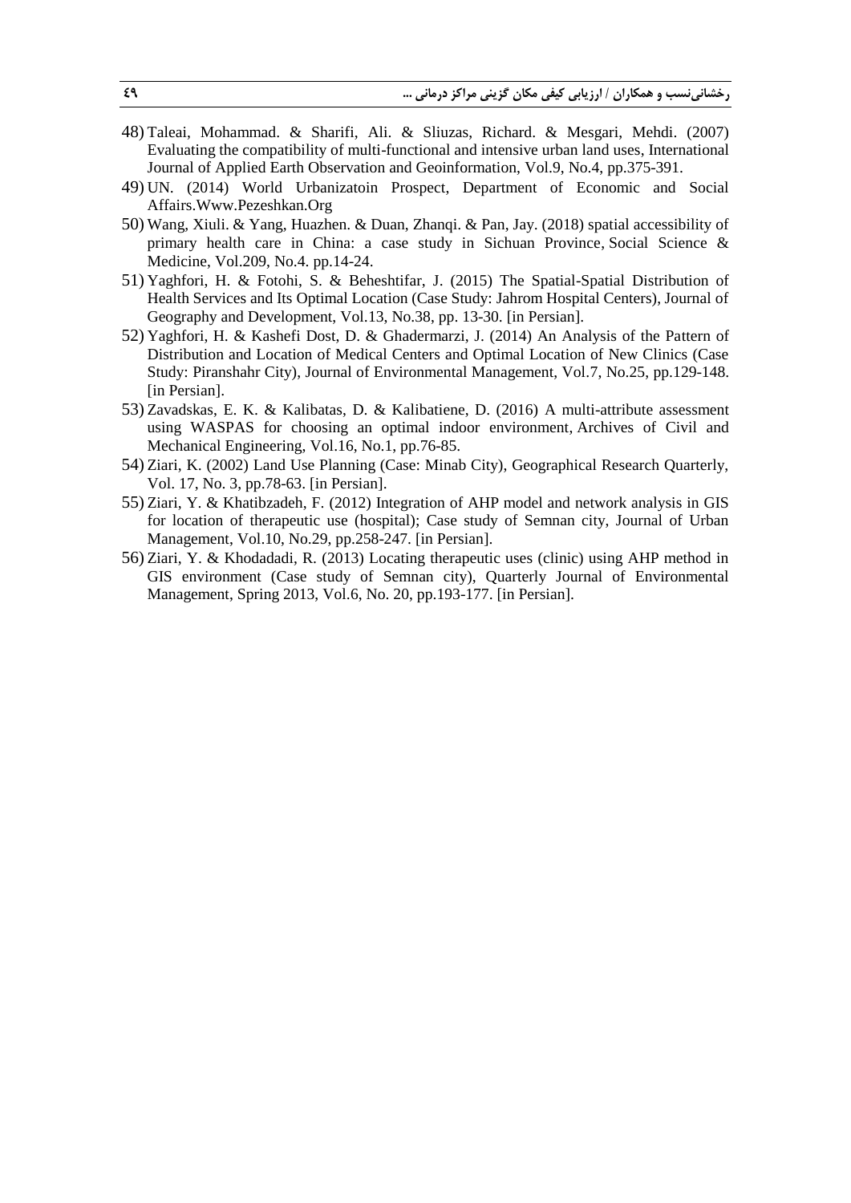48) Taleai, Mohammad. & Sharifi, Ali. & Sliuzas, Richard. & Mesgari, Mehdi. (2007) Evaluating the compatibility of multi-functional and intensive urban land uses, International Journal of Applied Earth Observation and Geoinformation, Vol.9, No.4, pp.375-391.
49) UN. (2014) World Urbanizatoin Prospect, Department of Economic and Social Affairs.Www.Pezeshkan.Org
50) Wang, Xiuli. & Yang, Huazhen. & Duan, Zhanqi. & Pan, Jay. (2018) spatial accessibility of primary health care in China: a case study in Sichuan Province, Social Science & Medicine, Vol.209, No.4. pp.14-24.
51) Yaghfori, H. & Fotohi, S. & Beheshtifar, J. (2015) The Spatial-Spatial Distribution of Health Services and Its Optimal Location (Case Study: Jahrom Hospital Centers), Journal of Geography and Development, Vol.13, No.38, pp. 13-30. [in Persian].
52) Yaghfori, H. & Kashefi Dost, D. & Ghadermarzi, J. (2014) An Analysis of the Pattern of Distribution and Location of Medical Centers and Optimal Location of New Clinics (Case Study: Piranshahr City), Journal of Environmental Management, Vol.7, No.25, pp.129-148. [in Persian].
53) Zavadskas, E. K. & Kalibatas, D. & Kalibatiene, D. (2016) A multi-attribute assessment using WASPAS for choosing an optimal indoor environment, Archives of Civil and Mechanical Engineering, Vol.16, No.1, pp.76-85.
54) Ziari, K. (2002) Land Use Planning (Case: Minab City), Geographical Research Quarterly, Vol. 17, No. 3, pp.78-63. [in Persian].
55) Ziari, Y. & Khatibzadeh, F. (2012) Integration of AHP model and network analysis in GIS for location of therapeutic use (hospital); Case study of Semnan city, Journal of Urban Management, Vol.10, No.29, pp.258-247. [in Persian].
56) Ziari, Y. & Khodadadi, R. (2013) Locating therapeutic uses (clinic) using AHP method in GIS environment (Case study of Semnan city), Quarterly Journal of Environmental Management, Spring 2013, Vol.6, No. 20, pp.193-177. [in Persian].